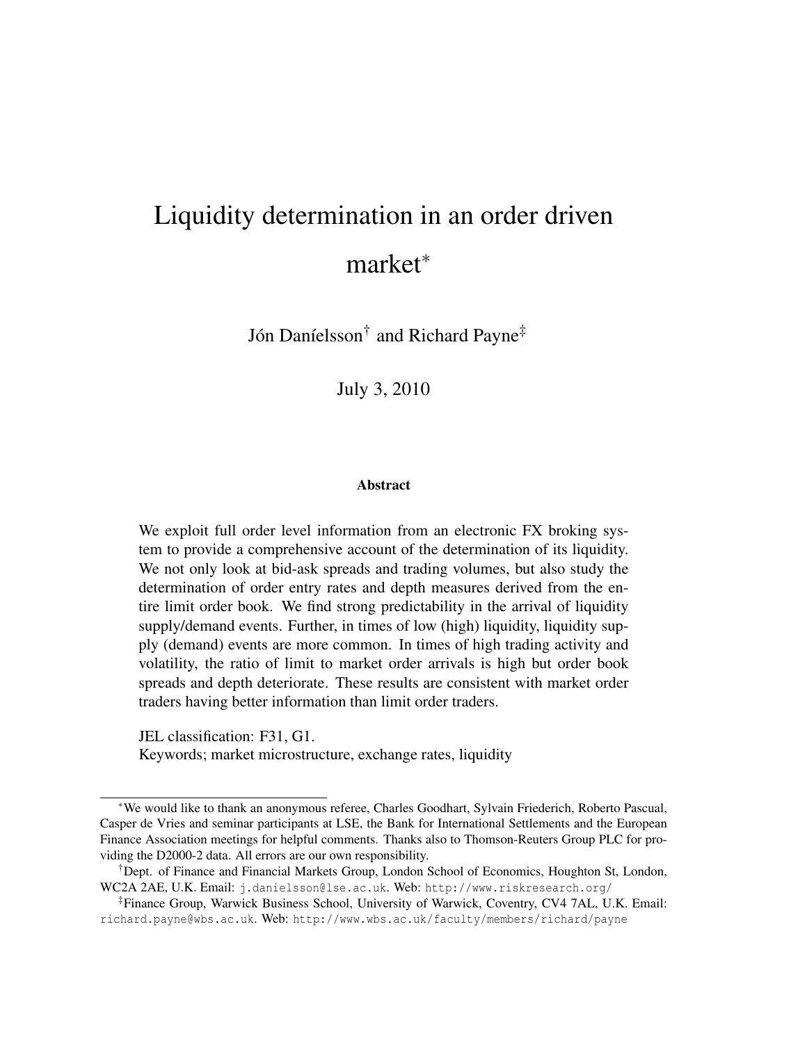# Liquidity determination in an order driven market*

Jón Daníelsson[†] and Richard Payne[‡]

July 3, 2010

**Abstract**

We exploit full order level information from an electronic FX broking system to provide a comprehensive account of the determination of its liquidity. We not only look at bid-ask spreads and trading volumes, but also study the determination of order entry rates and depth measures derived from the entire limit order book. We find strong predictability in the arrival of liquidity supply/demand events. Further, in times of low (high) liquidity, liquidity supply (demand) events are more common. In times of high trading activity and volatility, the ratio of limit to market order arrivals is high but order book spreads and depth deteriorate. These results are consistent with market order traders having better information than limit order traders.

JEL classification: F31, G1.
Keywords; market microstructure, exchange rates, liquidity

---

*We would like to thank an anonymous referee, Charles Goodhart, Sylvain Friederich, Roberto Pascual, Casper de Vries and seminar participants at LSE, the Bank for International Settlements and the European Finance Association meetings for helpful comments. Thanks also to Thomson-Reuters Group PLC for providing the D2000-2 data. All errors are our own responsibility.

[†]Dept. of Finance and Financial Markets Group, London School of Economics, Houghton St, London, WC2A 2AE, U.K. Email: `j.danielsson@lse.ac.uk`. Web: `http://www.riskresearch.org/`

[‡]Finance Group, Warwick Business School, University of Warwick, Coventry, CV4 7AL, U.K. Email: `richard.payne@wbs.ac.uk`. Web: `http://www.wbs.ac.uk/faculty/members/richard/payne`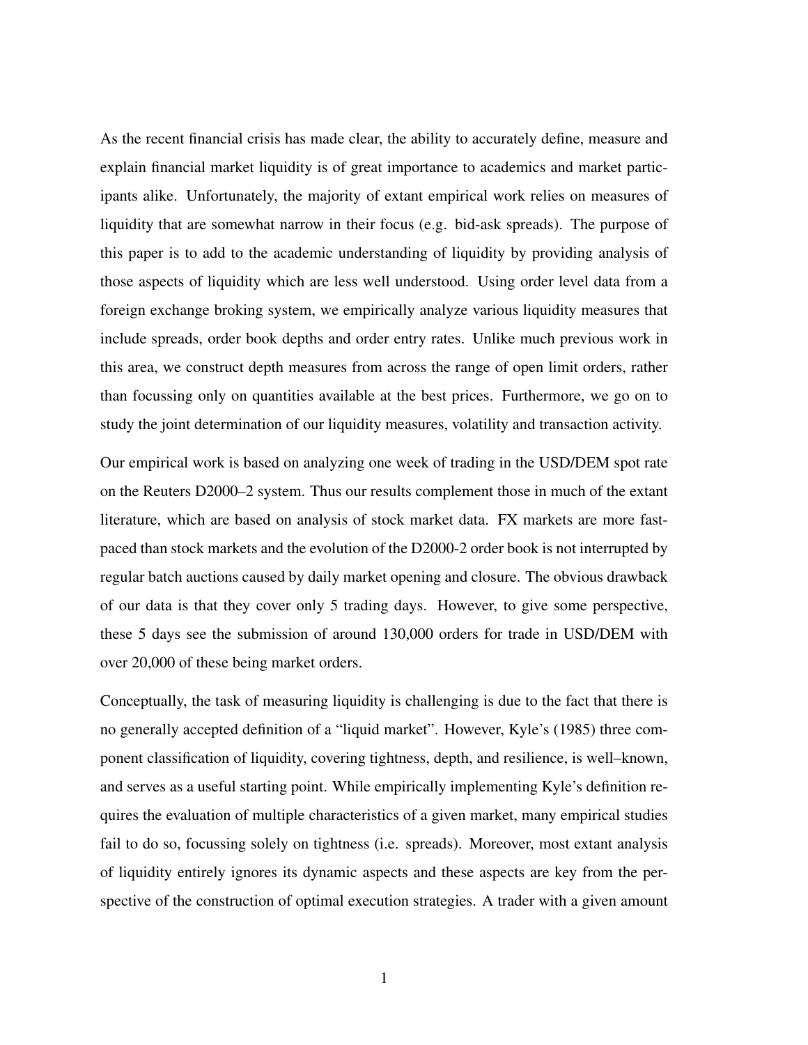As the recent financial crisis has made clear, the ability to accurately define, measure and explain financial market liquidity is of great importance to academics and market participants alike. Unfortunately, the majority of extant empirical work relies on measures of liquidity that are somewhat narrow in their focus (e.g. bid-ask spreads). The purpose of this paper is to add to the academic understanding of liquidity by providing analysis of those aspects of liquidity which are less well understood. Using order level data from a foreign exchange broking system, we empirically analyze various liquidity measures that include spreads, order book depths and order entry rates. Unlike much previous work in this area, we construct depth measures from across the range of open limit orders, rather than focussing only on quantities available at the best prices. Furthermore, we go on to study the joint determination of our liquidity measures, volatility and transaction activity.

Our empirical work is based on analyzing one week of trading in the USD/DEM spot rate on the Reuters D2000–2 system. Thus our results complement those in much of the extant literature, which are based on analysis of stock market data. FX markets are more fast-paced than stock markets and the evolution of the D2000-2 order book is not interrupted by regular batch auctions caused by daily market opening and closure. The obvious drawback of our data is that they cover only 5 trading days. However, to give some perspective, these 5 days see the submission of around 130,000 orders for trade in USD/DEM with over 20,000 of these being market orders.

Conceptually, the task of measuring liquidity is challenging is due to the fact that there is no generally accepted definition of a "liquid market". However, Kyle's (1985) three component classification of liquidity, covering tightness, depth, and resilience, is well–known, and serves as a useful starting point. While empirically implementing Kyle's definition requires the evaluation of multiple characteristics of a given market, many empirical studies fail to do so, focussing solely on tightness (i.e. spreads). Moreover, most extant analysis of liquidity entirely ignores its dynamic aspects and these aspects are key from the perspective of the construction of optimal execution strategies. A trader with a given amount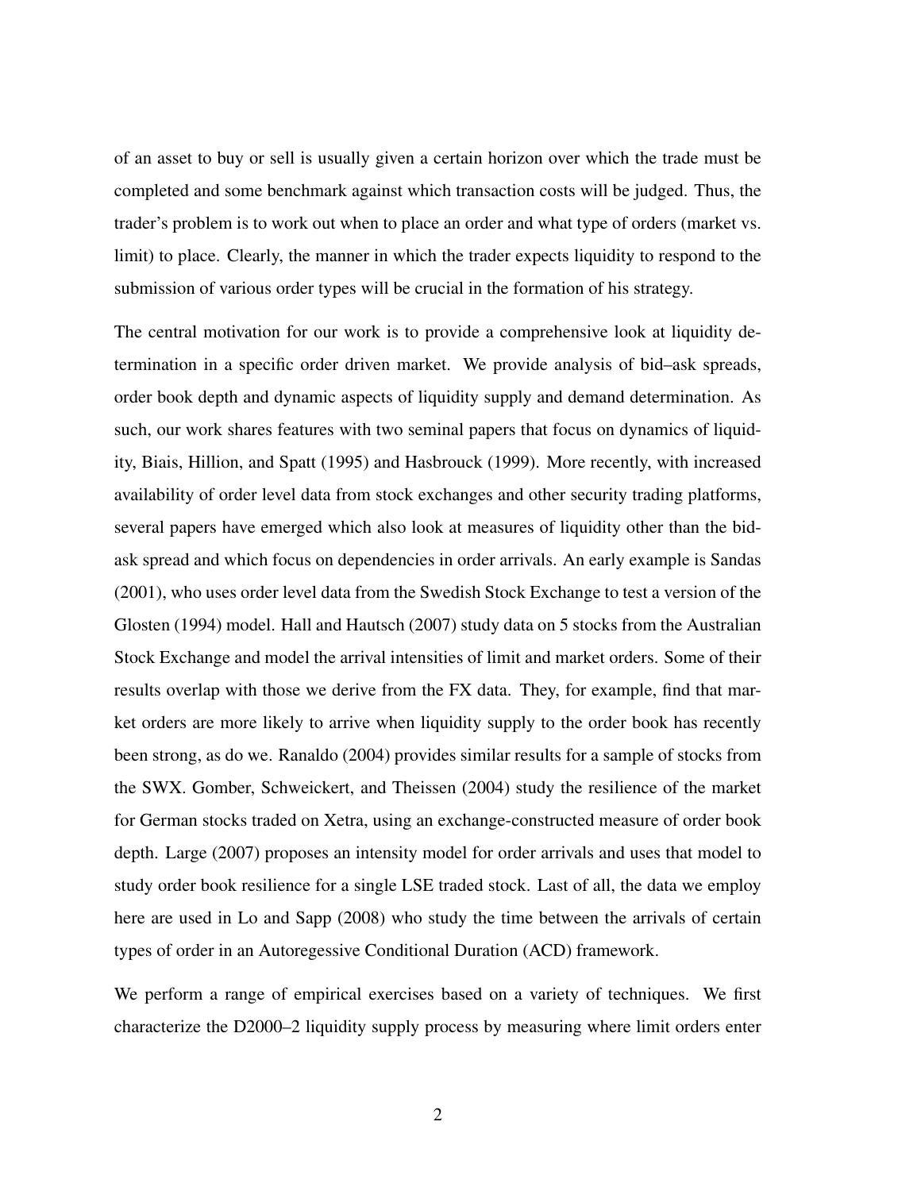of an asset to buy or sell is usually given a certain horizon over which the trade must be completed and some benchmark against which transaction costs will be judged. Thus, the trader's problem is to work out when to place an order and what type of orders (market vs. limit) to place. Clearly, the manner in which the trader expects liquidity to respond to the submission of various order types will be crucial in the formation of his strategy.

The central motivation for our work is to provide a comprehensive look at liquidity determination in a specific order driven market. We provide analysis of bid–ask spreads, order book depth and dynamic aspects of liquidity supply and demand determination. As such, our work shares features with two seminal papers that focus on dynamics of liquidity, Biais, Hillion, and Spatt (1995) and Hasbrouck (1999). More recently, with increased availability of order level data from stock exchanges and other security trading platforms, several papers have emerged which also look at measures of liquidity other than the bid-ask spread and which focus on dependencies in order arrivals. An early example is Sandas (2001), who uses order level data from the Swedish Stock Exchange to test a version of the Glosten (1994) model. Hall and Hautsch (2007) study data on 5 stocks from the Australian Stock Exchange and model the arrival intensities of limit and market orders. Some of their results overlap with those we derive from the FX data. They, for example, find that market orders are more likely to arrive when liquidity supply to the order book has recently been strong, as do we. Ranaldo (2004) provides similar results for a sample of stocks from the SWX. Gomber, Schweickert, and Theissen (2004) study the resilience of the market for German stocks traded on Xetra, using an exchange-constructed measure of order book depth. Large (2007) proposes an intensity model for order arrivals and uses that model to study order book resilience for a single LSE traded stock. Last of all, the data we employ here are used in Lo and Sapp (2008) who study the time between the arrivals of certain types of order in an Autoregessive Conditional Duration (ACD) framework.

We perform a range of empirical exercises based on a variety of techniques. We first characterize the D2000–2 liquidity supply process by measuring where limit orders enter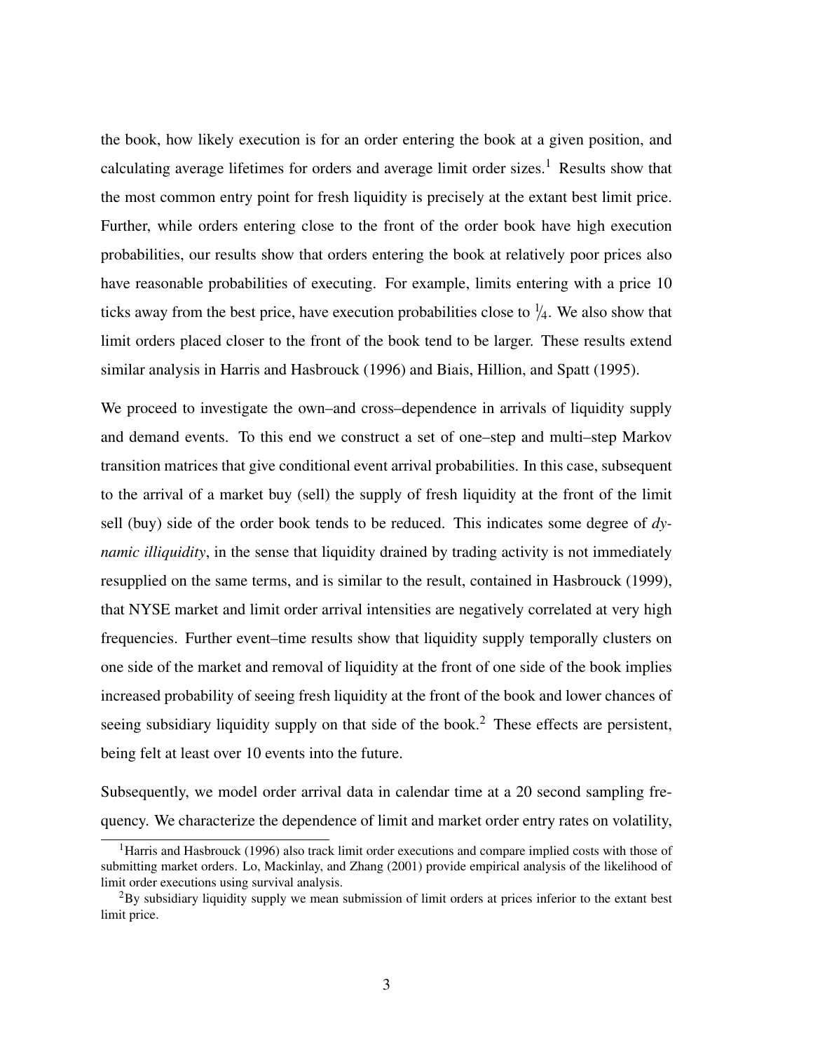the book, how likely execution is for an order entering the book at a given position, and calculating average lifetimes for orders and average limit order sizes.[1] Results show that the most common entry point for fresh liquidity is precisely at the extant best limit price. Further, while orders entering close to the front of the order book have high execution probabilities, our results show that orders entering the book at relatively poor prices also have reasonable probabilities of executing. For example, limits entering with a price 10 ticks away from the best price, have execution probabilities close to $\frac{1}{4}$. We also show that limit orders placed closer to the front of the book tend to be larger. These results extend similar analysis in Harris and Hasbrouck (1996) and Biais, Hillion, and Spatt (1995).

We proceed to investigate the own–and cross–dependence in arrivals of liquidity supply and demand events. To this end we construct a set of one–step and multi–step Markov transition matrices that give conditional event arrival probabilities. In this case, subsequent to the arrival of a market buy (sell) the supply of fresh liquidity at the front of the limit sell (buy) side of the order book tends to be reduced. This indicates some degree of *dynamic illiquidity*, in the sense that liquidity drained by trading activity is not immediately resupplied on the same terms, and is similar to the result, contained in Hasbrouck (1999), that NYSE market and limit order arrival intensities are negatively correlated at very high frequencies. Further event–time results show that liquidity supply temporally clusters on one side of the market and removal of liquidity at the front of one side of the book implies increased probability of seeing fresh liquidity at the front of the book and lower chances of seeing subsidiary liquidity supply on that side of the book.[2] These effects are persistent, being felt at least over 10 events into the future.

Subsequently, we model order arrival data in calendar time at a 20 second sampling frequency. We characterize the dependence of limit and market order entry rates on volatility,

[1] Harris and Hasbrouck (1996) also track limit order executions and compare implied costs with those of submitting market orders. Lo, Mackinlay, and Zhang (2001) provide empirical analysis of the likelihood of limit order executions using survival analysis.

[2] By subsidiary liquidity supply we mean submission of limit orders at prices inferior to the extant best limit price.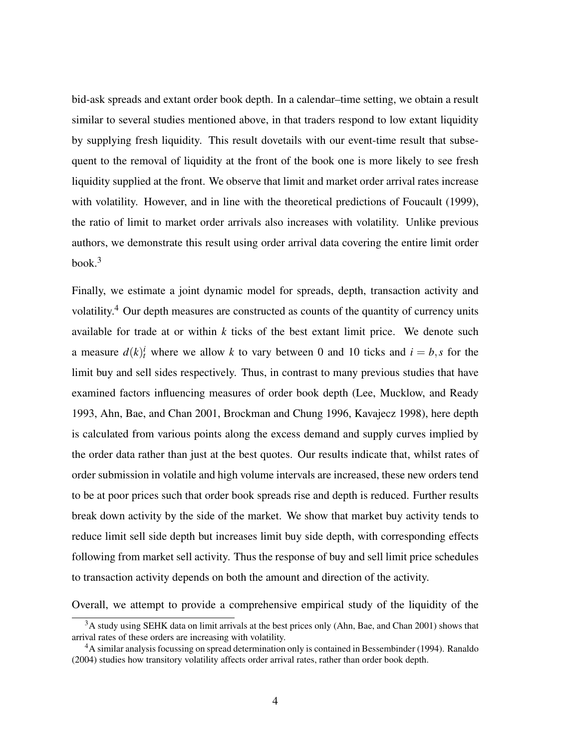bid-ask spreads and extant order book depth. In a calendar–time setting, we obtain a result similar to several studies mentioned above, in that traders respond to low extant liquidity by supplying fresh liquidity. This result dovetails with our event-time result that subsequent to the removal of liquidity at the front of the book one is more likely to see fresh liquidity supplied at the front. We observe that limit and market order arrival rates increase with volatility. However, and in line with the theoretical predictions of Foucault (1999), the ratio of limit to market order arrivals also increases with volatility. Unlike previous authors, we demonstrate this result using order arrival data covering the entire limit order book.[3]

Finally, we estimate a joint dynamic model for spreads, depth, transaction activity and volatility.[4] Our depth measures are constructed as counts of the quantity of currency units available for trade at or within $k$ ticks of the best extant limit price. We denote such a measure $d(k)_t^i$ where we allow $k$ to vary between 0 and 10 ticks and $i = b, s$ for the limit buy and sell sides respectively. Thus, in contrast to many previous studies that have examined factors influencing measures of order book depth (Lee, Mucklow, and Ready 1993, Ahn, Bae, and Chan 2001, Brockman and Chung 1996, Kavajecz 1998), here depth is calculated from various points along the excess demand and supply curves implied by the order data rather than just at the best quotes. Our results indicate that, whilst rates of order submission in volatile and high volume intervals are increased, these new orders tend to be at poor prices such that order book spreads rise and depth is reduced. Further results break down activity by the side of the market. We show that market buy activity tends to reduce limit sell side depth but increases limit buy side depth, with corresponding effects following from market sell activity. Thus the response of buy and sell limit price schedules to transaction activity depends on both the amount and direction of the activity.

Overall, we attempt to provide a comprehensive empirical study of the liquidity of the

[3] A study using SEHK data on limit arrivals at the best prices only (Ahn, Bae, and Chan 2001) shows that arrival rates of these orders are increasing with volatility.

[4] A similar analysis focussing on spread determination only is contained in Bessembinder (1994). Ranaldo (2004) studies how transitory volatility affects order arrival rates, rather than order book depth.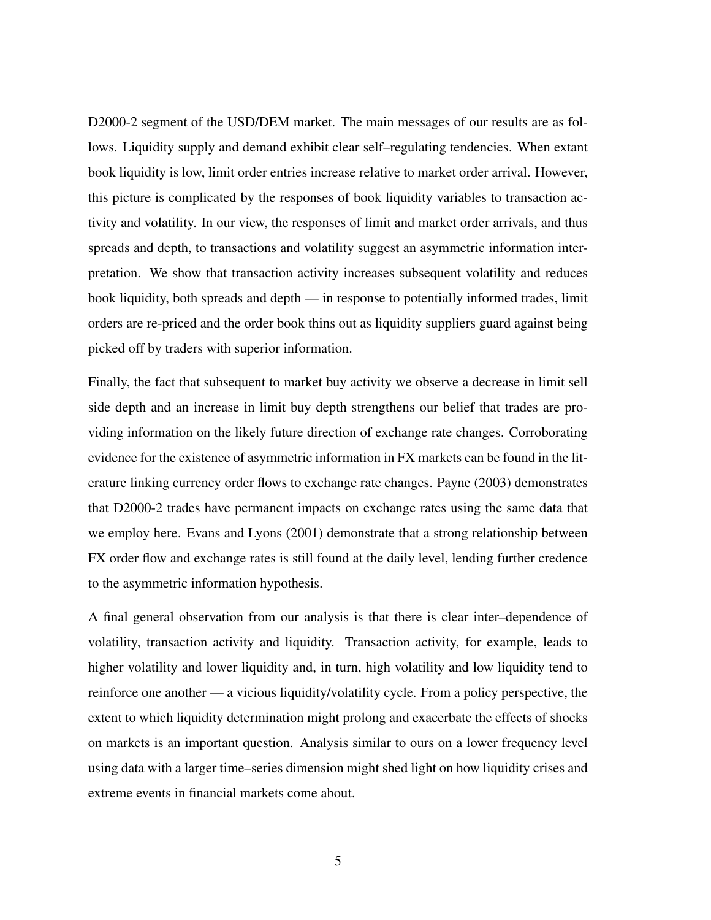D2000-2 segment of the USD/DEM market. The main messages of our results are as follows. Liquidity supply and demand exhibit clear self–regulating tendencies. When extant book liquidity is low, limit order entries increase relative to market order arrival. However, this picture is complicated by the responses of book liquidity variables to transaction activity and volatility. In our view, the responses of limit and market order arrivals, and thus spreads and depth, to transactions and volatility suggest an asymmetric information interpretation. We show that transaction activity increases subsequent volatility and reduces book liquidity, both spreads and depth — in response to potentially informed trades, limit orders are re-priced and the order book thins out as liquidity suppliers guard against being picked off by traders with superior information.

Finally, the fact that subsequent to market buy activity we observe a decrease in limit sell side depth and an increase in limit buy depth strengthens our belief that trades are providing information on the likely future direction of exchange rate changes. Corroborating evidence for the existence of asymmetric information in FX markets can be found in the literature linking currency order flows to exchange rate changes. Payne (2003) demonstrates that D2000-2 trades have permanent impacts on exchange rates using the same data that we employ here. Evans and Lyons (2001) demonstrate that a strong relationship between FX order flow and exchange rates is still found at the daily level, lending further credence to the asymmetric information hypothesis.

A final general observation from our analysis is that there is clear inter–dependence of volatility, transaction activity and liquidity. Transaction activity, for example, leads to higher volatility and lower liquidity and, in turn, high volatility and low liquidity tend to reinforce one another — a vicious liquidity/volatility cycle. From a policy perspective, the extent to which liquidity determination might prolong and exacerbate the effects of shocks on markets is an important question. Analysis similar to ours on a lower frequency level using data with a larger time–series dimension might shed light on how liquidity crises and extreme events in financial markets come about.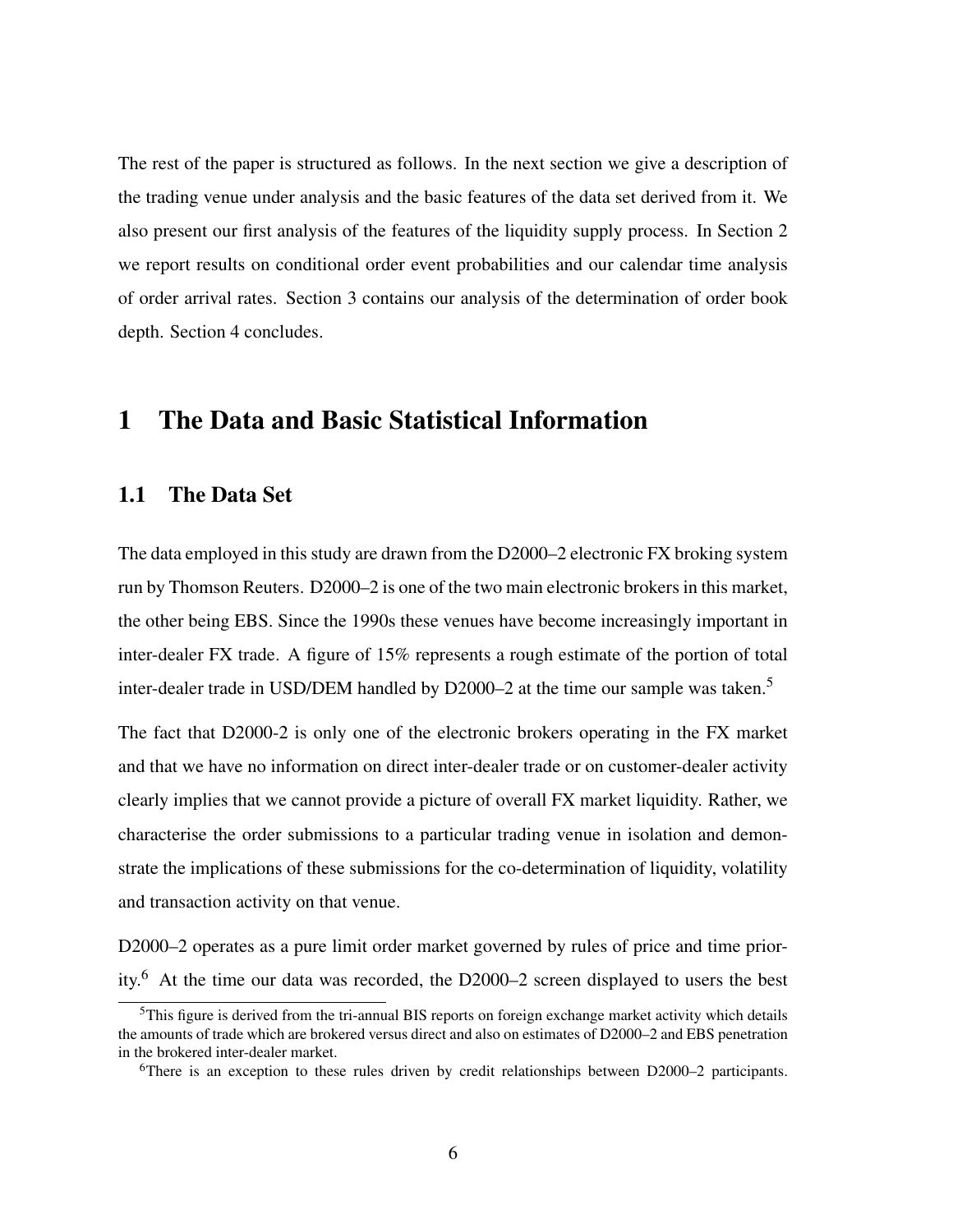The rest of the paper is structured as follows. In the next section we give a description of the trading venue under analysis and the basic features of the data set derived from it. We also present our first analysis of the features of the liquidity supply process. In Section 2 we report results on conditional order event probabilities and our calendar time analysis of order arrival rates. Section 3 contains our analysis of the determination of order book depth. Section 4 concludes.

# 1 The Data and Basic Statistical Information

## 1.1 The Data Set

The data employed in this study are drawn from the D2000–2 electronic FX broking system run by Thomson Reuters. D2000–2 is one of the two main electronic brokers in this market, the other being EBS. Since the 1990s these venues have become increasingly important in inter-dealer FX trade. A figure of 15% represents a rough estimate of the portion of total inter-dealer trade in USD/DEM handled by D2000–2 at the time our sample was taken.[5]

The fact that D2000-2 is only one of the electronic brokers operating in the FX market and that we have no information on direct inter-dealer trade or on customer-dealer activity clearly implies that we cannot provide a picture of overall FX market liquidity. Rather, we characterise the order submissions to a particular trading venue in isolation and demonstrate the implications of these submissions for the co-determination of liquidity, volatility and transaction activity on that venue.

D2000–2 operates as a pure limit order market governed by rules of price and time priority.[6] At the time our data was recorded, the D2000–2 screen displayed to users the best

[5] This figure is derived from the tri-annual BIS reports on foreign exchange market activity which details the amounts of trade which are brokered versus direct and also on estimates of D2000–2 and EBS penetration in the brokered inter-dealer market.

[6] There is an exception to these rules driven by credit relationships between D2000–2 participants.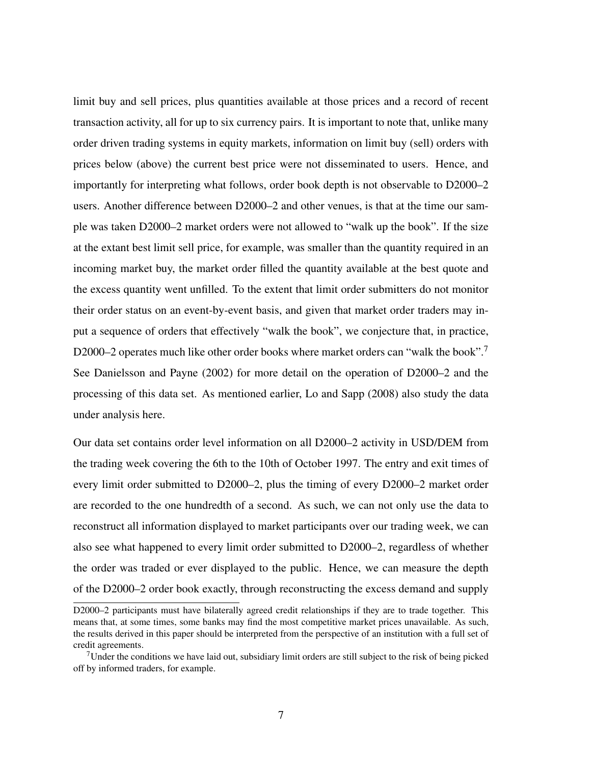limit buy and sell prices, plus quantities available at those prices and a record of recent transaction activity, all for up to six currency pairs. It is important to note that, unlike many order driven trading systems in equity markets, information on limit buy (sell) orders with prices below (above) the current best price were not disseminated to users. Hence, and importantly for interpreting what follows, order book depth is not observable to D2000–2 users. Another difference between D2000–2 and other venues, is that at the time our sample was taken D2000–2 market orders were not allowed to "walk up the book". If the size at the extant best limit sell price, for example, was smaller than the quantity required in an incoming market buy, the market order filled the quantity available at the best quote and the excess quantity went unfilled. To the extent that limit order submitters do not monitor their order status on an event-by-event basis, and given that market order traders may input a sequence of orders that effectively "walk the book", we conjecture that, in practice, D2000–2 operates much like other order books where market orders can "walk the book".[7] See Danielsson and Payne (2002) for more detail on the operation of D2000–2 and the processing of this data set. As mentioned earlier, Lo and Sapp (2008) also study the data under analysis here.

Our data set contains order level information on all D2000–2 activity in USD/DEM from the trading week covering the 6th to the 10th of October 1997. The entry and exit times of every limit order submitted to D2000–2, plus the timing of every D2000–2 market order are recorded to the one hundredth of a second. As such, we can not only use the data to reconstruct all information displayed to market participants over our trading week, we can also see what happened to every limit order submitted to D2000–2, regardless of whether the order was traded or ever displayed to the public. Hence, we can measure the depth of the D2000–2 order book exactly, through reconstructing the excess demand and supply

D2000–2 participants must have bilaterally agreed credit relationships if they are to trade together. This means that, at some times, some banks may find the most competitive market prices unavailable. As such, the results derived in this paper should be interpreted from the perspective of an institution with a full set of credit agreements.

[7] Under the conditions we have laid out, subsidiary limit orders are still subject to the risk of being picked off by informed traders, for example.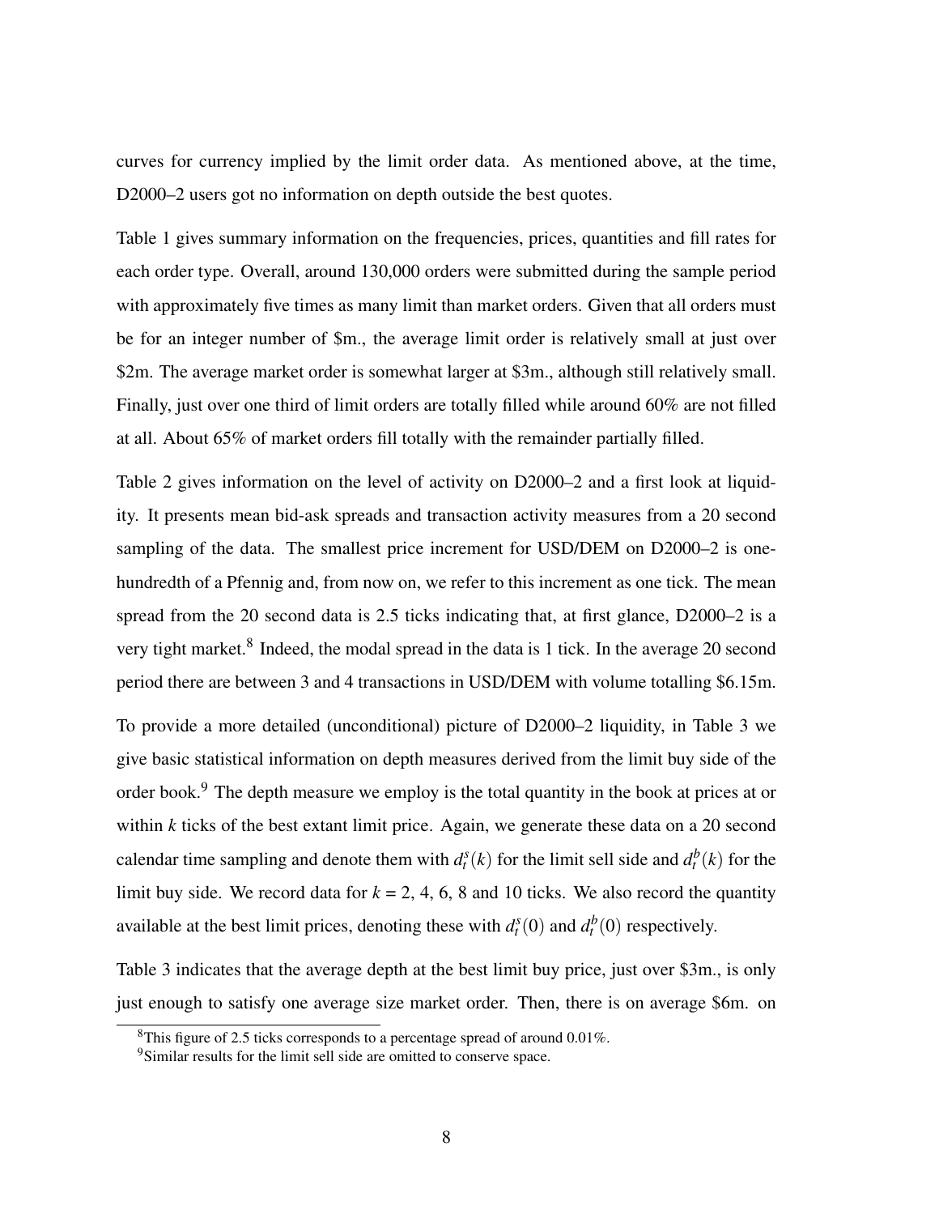curves for currency implied by the limit order data. As mentioned above, at the time, D2000–2 users got no information on depth outside the best quotes.

Table 1 gives summary information on the frequencies, prices, quantities and fill rates for each order type. Overall, around 130,000 orders were submitted during the sample period with approximately five times as many limit than market orders. Given that all orders must be for an integer number of $m., the average limit order is relatively small at just over $2m. The average market order is somewhat larger at $3m., although still relatively small. Finally, just over one third of limit orders are totally filled while around 60% are not filled at all. About 65% of market orders fill totally with the remainder partially filled.

Table 2 gives information on the level of activity on D2000–2 and a first look at liquidity. It presents mean bid-ask spreads and transaction activity measures from a 20 second sampling of the data. The smallest price increment for USD/DEM on D2000–2 is one-hundredth of a Pfennig and, from now on, we refer to this increment as one tick. The mean spread from the 20 second data is 2.5 ticks indicating that, at first glance, D2000–2 is a very tight market.[8] Indeed, the modal spread in the data is 1 tick. In the average 20 second period there are between 3 and 4 transactions in USD/DEM with volume totalling $6.15m.

To provide a more detailed (unconditional) picture of D2000–2 liquidity, in Table 3 we give basic statistical information on depth measures derived from the limit buy side of the order book.[9] The depth measure we employ is the total quantity in the book at prices at or within $k$ ticks of the best extant limit price. Again, we generate these data on a 20 second calendar time sampling and denote them with $d_t^s(k)$ for the limit sell side and $d_t^b(k)$ for the limit buy side. We record data for $k$ = 2, 4, 6, 8 and 10 ticks. We also record the quantity available at the best limit prices, denoting these with $d_t^s(0)$ and $d_t^b(0)$ respectively.

Table 3 indicates that the average depth at the best limit buy price, just over $3m., is only just enough to satisfy one average size market order. Then, there is on average $6m. on

[8] This figure of 2.5 ticks corresponds to a percentage spread of around 0.01%.

[9] Similar results for the limit sell side are omitted to conserve space.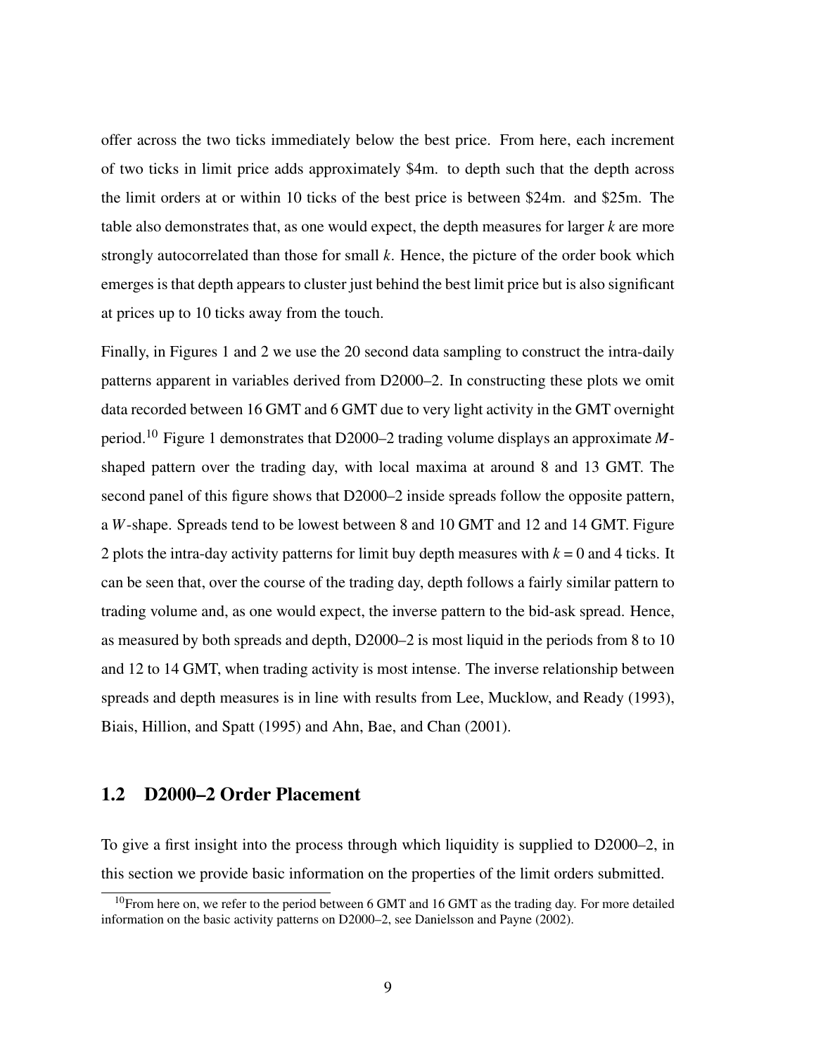offer across the two ticks immediately below the best price. From here, each increment of two ticks in limit price adds approximately \$4m. to depth such that the depth across the limit orders at or within 10 ticks of the best price is between \$24m. and \$25m. The table also demonstrates that, as one would expect, the depth measures for larger $k$ are more strongly autocorrelated than those for small $k$. Hence, the picture of the order book which emerges is that depth appears to cluster just behind the best limit price but is also significant at prices up to 10 ticks away from the touch.

Finally, in Figures 1 and 2 we use the 20 second data sampling to construct the intra-daily patterns apparent in variables derived from D2000–2. In constructing these plots we omit data recorded between 16 GMT and 6 GMT due to very light activity in the GMT overnight period.[10] Figure 1 demonstrates that D2000–2 trading volume displays an approximate $M$-shaped pattern over the trading day, with local maxima at around 8 and 13 GMT. The second panel of this figure shows that D2000–2 inside spreads follow the opposite pattern, a $W$-shape. Spreads tend to be lowest between 8 and 10 GMT and 12 and 14 GMT. Figure 2 plots the intra-day activity patterns for limit buy depth measures with $k = 0$ and 4 ticks. It can be seen that, over the course of the trading day, depth follows a fairly similar pattern to trading volume and, as one would expect, the inverse pattern to the bid-ask spread. Hence, as measured by both spreads and depth, D2000–2 is most liquid in the periods from 8 to 10 and 12 to 14 GMT, when trading activity is most intense. The inverse relationship between spreads and depth measures is in line with results from Lee, Mucklow, and Ready (1993), Biais, Hillion, and Spatt (1995) and Ahn, Bae, and Chan (2001).

## 1.2 D2000–2 Order Placement

To give a first insight into the process through which liquidity is supplied to D2000–2, in this section we provide basic information on the properties of the limit orders submitted.

[10] From here on, we refer to the period between 6 GMT and 16 GMT as the trading day. For more detailed information on the basic activity patterns on D2000–2, see Danielsson and Payne (2002).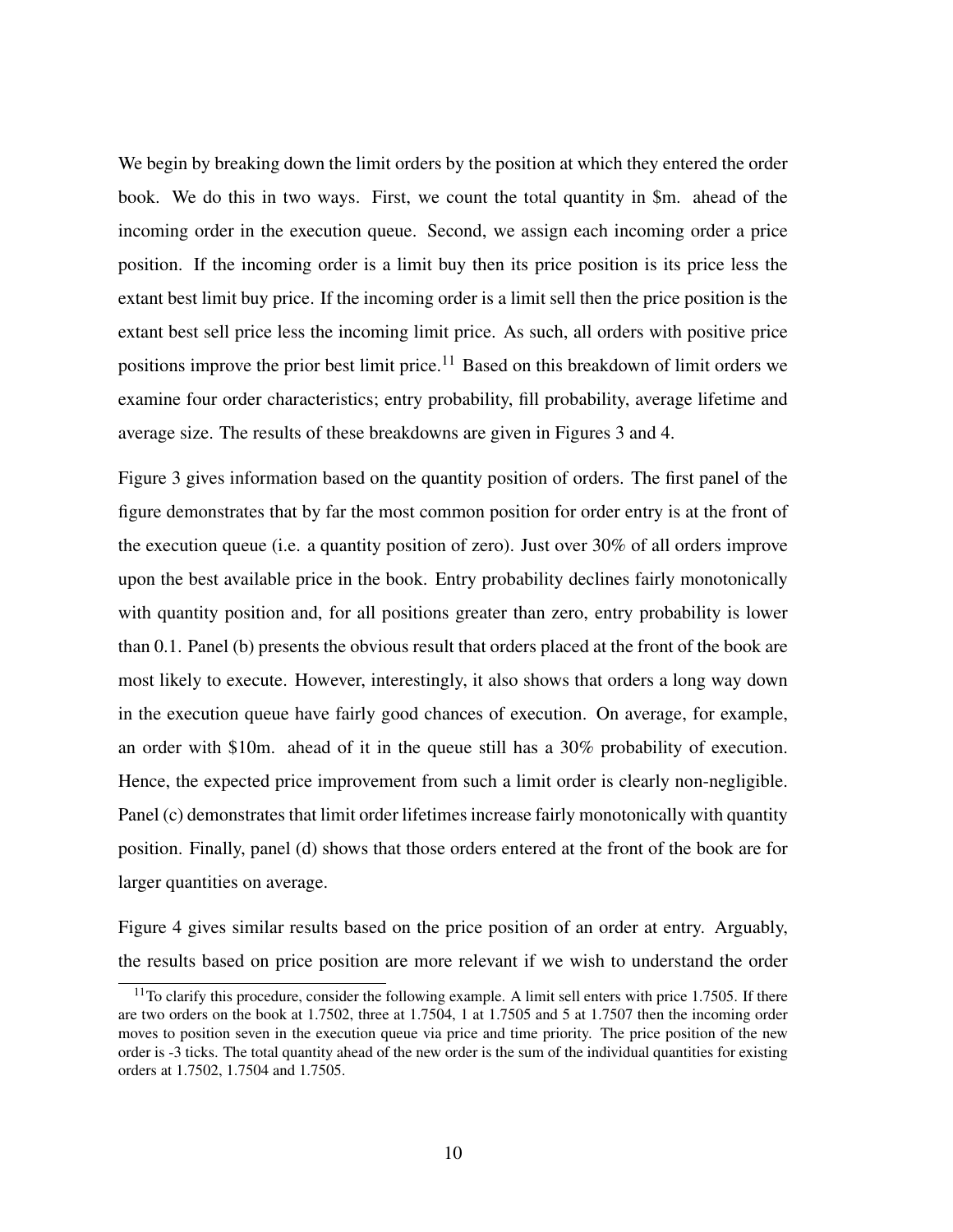We begin by breaking down the limit orders by the position at which they entered the order book. We do this in two ways. First, we count the total quantity in \$m. ahead of the incoming order in the execution queue. Second, we assign each incoming order a price position. If the incoming order is a limit buy then its price position is its price less the extant best limit buy price. If the incoming order is a limit sell then the price position is the extant best sell price less the incoming limit price. As such, all orders with positive price positions improve the prior best limit price.[11] Based on this breakdown of limit orders we examine four order characteristics; entry probability, fill probability, average lifetime and average size. The results of these breakdowns are given in Figures 3 and 4.

Figure 3 gives information based on the quantity position of orders. The first panel of the figure demonstrates that by far the most common position for order entry is at the front of the execution queue (i.e. a quantity position of zero). Just over 30% of all orders improve upon the best available price in the book. Entry probability declines fairly monotonically with quantity position and, for all positions greater than zero, entry probability is lower than 0.1. Panel (b) presents the obvious result that orders placed at the front of the book are most likely to execute. However, interestingly, it also shows that orders a long way down in the execution queue have fairly good chances of execution. On average, for example, an order with \$10m. ahead of it in the queue still has a 30% probability of execution. Hence, the expected price improvement from such a limit order is clearly non-negligible. Panel (c) demonstrates that limit order lifetimes increase fairly monotonically with quantity position. Finally, panel (d) shows that those orders entered at the front of the book are for larger quantities on average.

Figure 4 gives similar results based on the price position of an order at entry. Arguably, the results based on price position are more relevant if we wish to understand the order

[11]To clarify this procedure, consider the following example. A limit sell enters with price 1.7505. If there are two orders on the book at 1.7502, three at 1.7504, 1 at 1.7505 and 5 at 1.7507 then the incoming order moves to position seven in the execution queue via price and time priority. The price position of the new order is -3 ticks. The total quantity ahead of the new order is the sum of the individual quantities for existing orders at 1.7502, 1.7504 and 1.7505.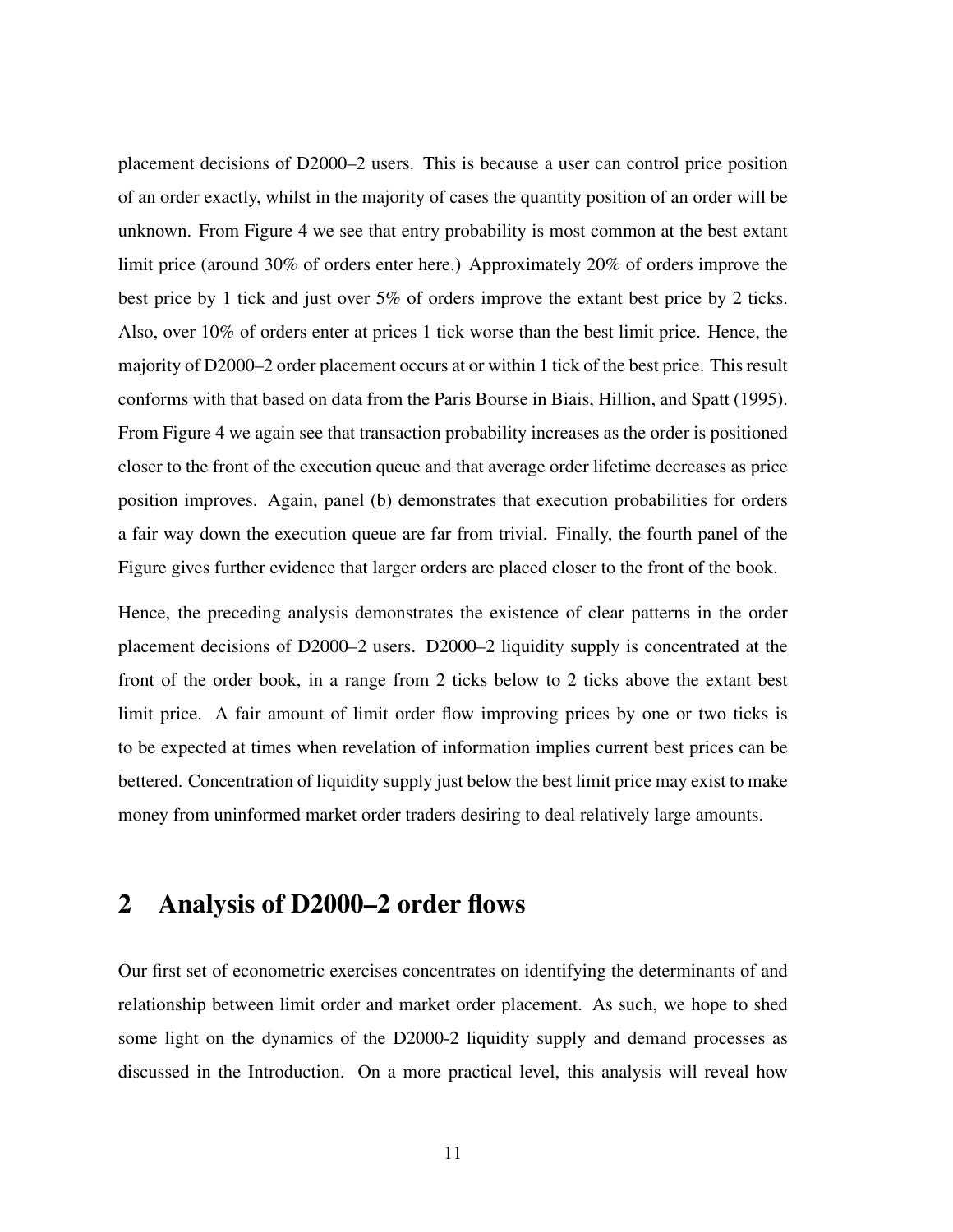placement decisions of D2000–2 users. This is because a user can control price position of an order exactly, whilst in the majority of cases the quantity position of an order will be unknown. From Figure 4 we see that entry probability is most common at the best extant limit price (around 30% of orders enter here.) Approximately 20% of orders improve the best price by 1 tick and just over 5% of orders improve the extant best price by 2 ticks. Also, over 10% of orders enter at prices 1 tick worse than the best limit price. Hence, the majority of D2000–2 order placement occurs at or within 1 tick of the best price. This result conforms with that based on data from the Paris Bourse in Biais, Hillion, and Spatt (1995). From Figure 4 we again see that transaction probability increases as the order is positioned closer to the front of the execution queue and that average order lifetime decreases as price position improves. Again, panel (b) demonstrates that execution probabilities for orders a fair way down the execution queue are far from trivial. Finally, the fourth panel of the Figure gives further evidence that larger orders are placed closer to the front of the book.

Hence, the preceding analysis demonstrates the existence of clear patterns in the order placement decisions of D2000–2 users. D2000–2 liquidity supply is concentrated at the front of the order book, in a range from 2 ticks below to 2 ticks above the extant best limit price. A fair amount of limit order flow improving prices by one or two ticks is to be expected at times when revelation of information implies current best prices can be bettered. Concentration of liquidity supply just below the best limit price may exist to make money from uninformed market order traders desiring to deal relatively large amounts.

# 2 Analysis of D2000–2 order flows

Our first set of econometric exercises concentrates on identifying the determinants of and relationship between limit order and market order placement. As such, we hope to shed some light on the dynamics of the D2000-2 liquidity supply and demand processes as discussed in the Introduction. On a more practical level, this analysis will reveal how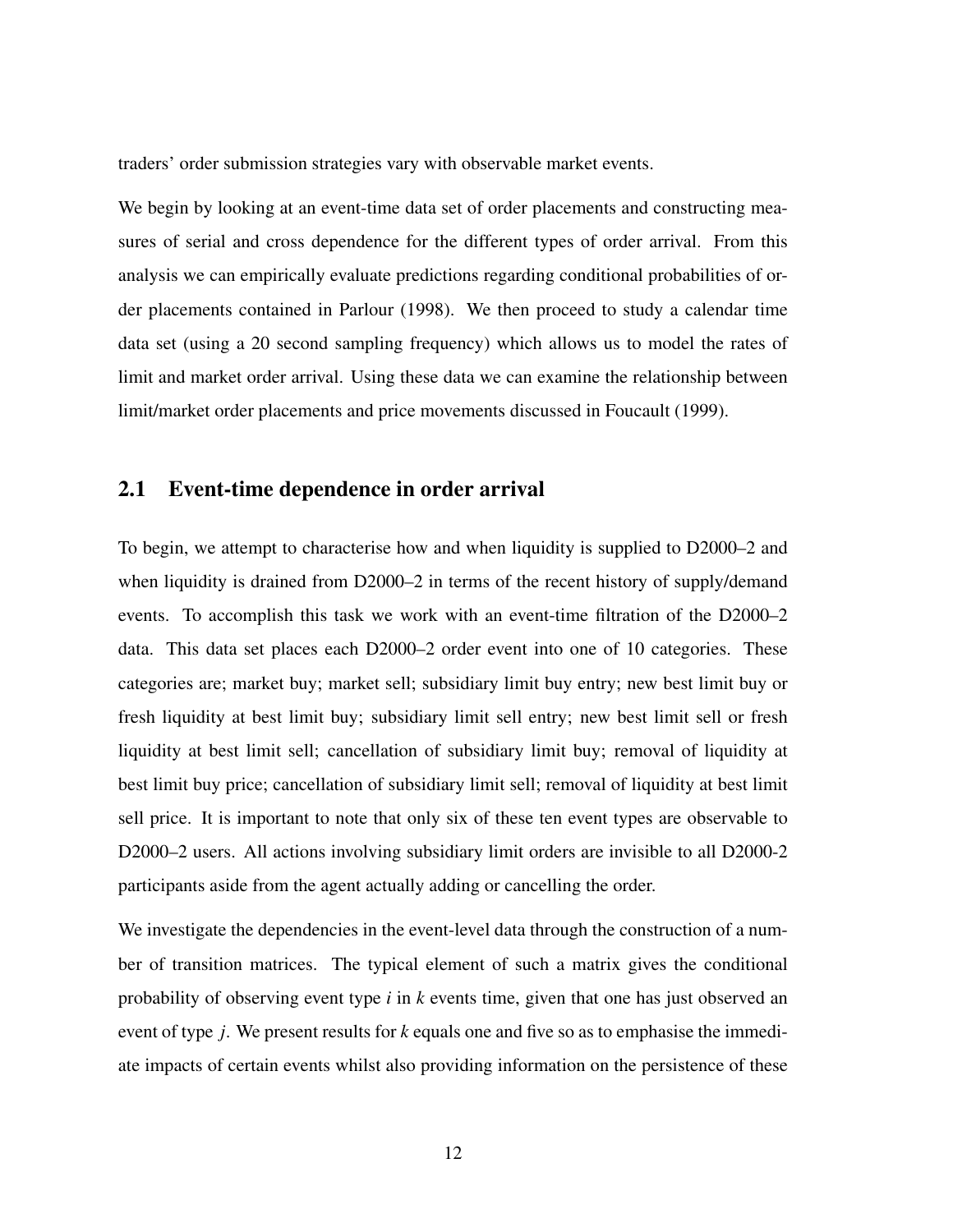traders' order submission strategies vary with observable market events.

We begin by looking at an event-time data set of order placements and constructing measures of serial and cross dependence for the different types of order arrival. From this analysis we can empirically evaluate predictions regarding conditional probabilities of order placements contained in Parlour (1998). We then proceed to study a calendar time data set (using a 20 second sampling frequency) which allows us to model the rates of limit and market order arrival. Using these data we can examine the relationship between limit/market order placements and price movements discussed in Foucault (1999).

## 2.1 Event-time dependence in order arrival

To begin, we attempt to characterise how and when liquidity is supplied to D2000–2 and when liquidity is drained from D2000–2 in terms of the recent history of supply/demand events. To accomplish this task we work with an event-time filtration of the D2000–2 data. This data set places each D2000–2 order event into one of 10 categories. These categories are; market buy; market sell; subsidiary limit buy entry; new best limit buy or fresh liquidity at best limit buy; subsidiary limit sell entry; new best limit sell or fresh liquidity at best limit sell; cancellation of subsidiary limit buy; removal of liquidity at best limit buy price; cancellation of subsidiary limit sell; removal of liquidity at best limit sell price. It is important to note that only six of these ten event types are observable to D2000–2 users. All actions involving subsidiary limit orders are invisible to all D2000-2 participants aside from the agent actually adding or cancelling the order.

We investigate the dependencies in the event-level data through the construction of a number of transition matrices. The typical element of such a matrix gives the conditional probability of observing event type $i$ in $k$ events time, given that one has just observed an event of type $j$. We present results for $k$ equals one and five so as to emphasise the immediate impacts of certain events whilst also providing information on the persistence of these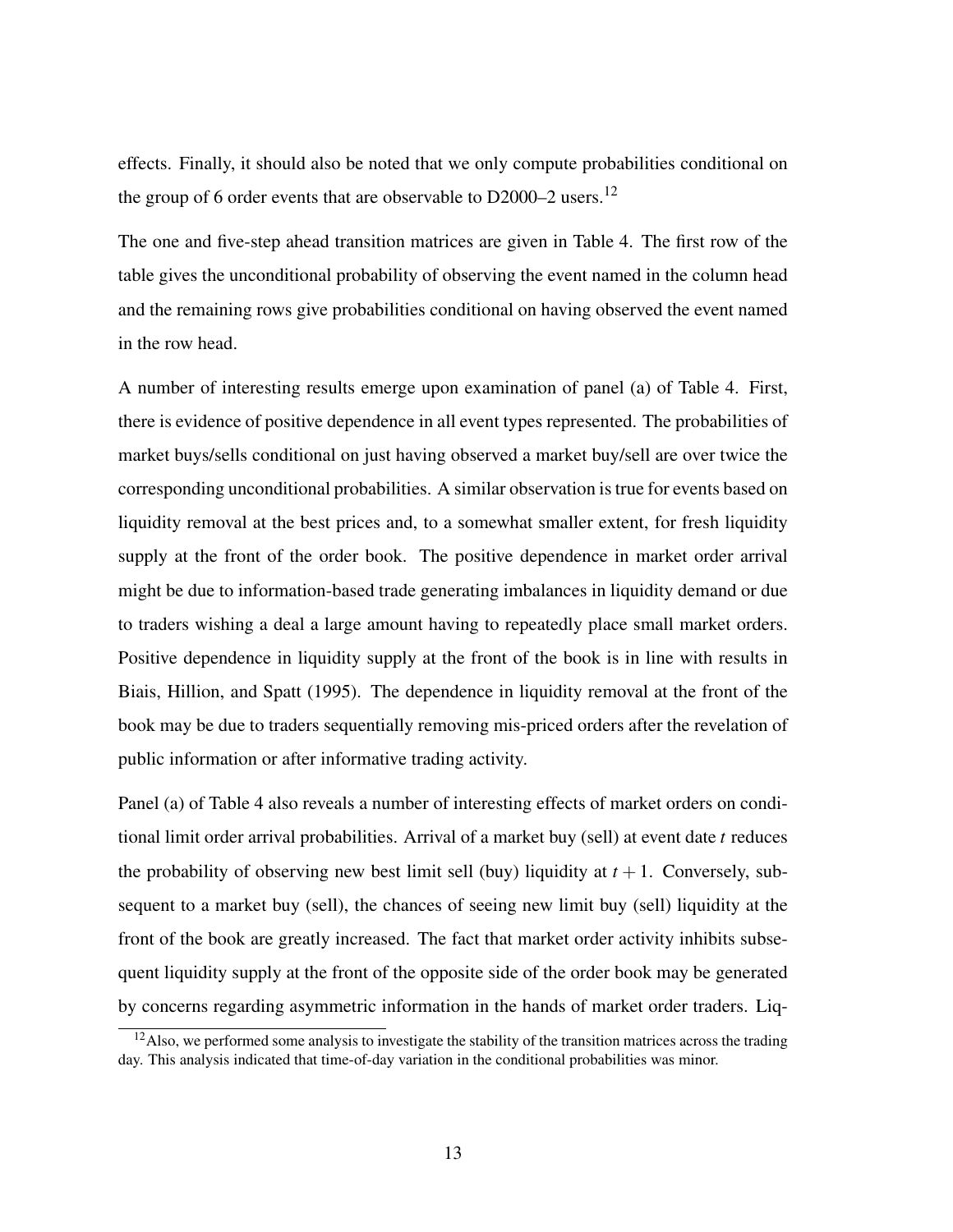effects. Finally, it should also be noted that we only compute probabilities conditional on the group of 6 order events that are observable to D2000–2 users.[12]

The one and five-step ahead transition matrices are given in Table 4. The first row of the table gives the unconditional probability of observing the event named in the column head and the remaining rows give probabilities conditional on having observed the event named in the row head.

A number of interesting results emerge upon examination of panel (a) of Table 4. First, there is evidence of positive dependence in all event types represented. The probabilities of market buys/sells conditional on just having observed a market buy/sell are over twice the corresponding unconditional probabilities. A similar observation is true for events based on liquidity removal at the best prices and, to a somewhat smaller extent, for fresh liquidity supply at the front of the order book. The positive dependence in market order arrival might be due to information-based trade generating imbalances in liquidity demand or due to traders wishing a deal a large amount having to repeatedly place small market orders. Positive dependence in liquidity supply at the front of the book is in line with results in Biais, Hillion, and Spatt (1995). The dependence in liquidity removal at the front of the book may be due to traders sequentially removing mis-priced orders after the revelation of public information or after informative trading activity.

Panel (a) of Table 4 also reveals a number of interesting effects of market orders on conditional limit order arrival probabilities. Arrival of a market buy (sell) at event date $t$ reduces the probability of observing new best limit sell (buy) liquidity at $t+1$. Conversely, subsequent to a market buy (sell), the chances of seeing new limit buy (sell) liquidity at the front of the book are greatly increased. The fact that market order activity inhibits subsequent liquidity supply at the front of the opposite side of the order book may be generated by concerns regarding asymmetric information in the hands of market order traders. Liq-

[12] Also, we performed some analysis to investigate the stability of the transition matrices across the trading day. This analysis indicated that time-of-day variation in the conditional probabilities was minor.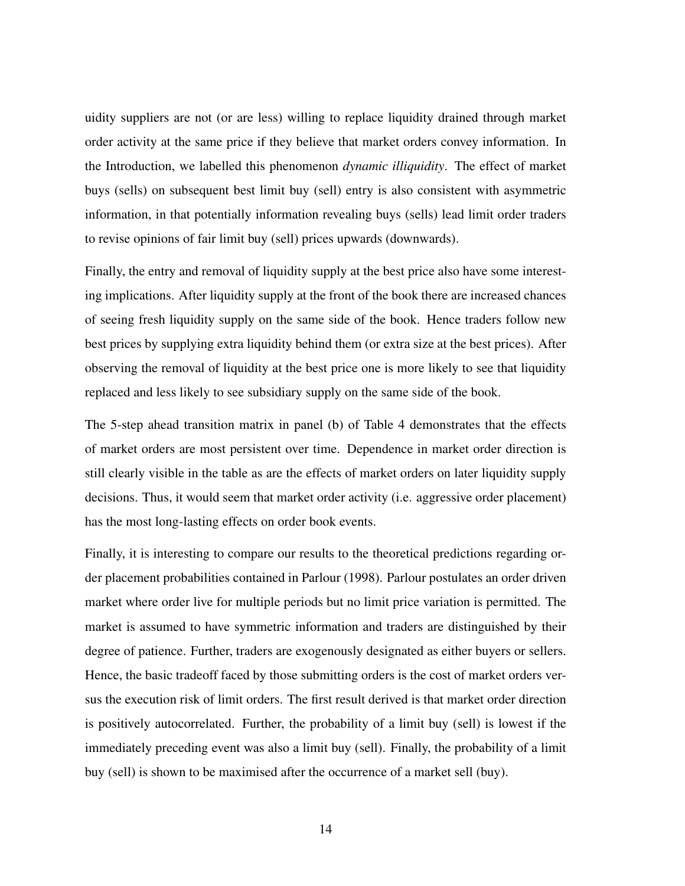uidity suppliers are not (or are less) willing to replace liquidity drained through market order activity at the same price if they believe that market orders convey information. In the Introduction, we labelled this phenomenon *dynamic illiquidity*. The effect of market buys (sells) on subsequent best limit buy (sell) entry is also consistent with asymmetric information, in that potentially information revealing buys (sells) lead limit order traders to revise opinions of fair limit buy (sell) prices upwards (downwards).

Finally, the entry and removal of liquidity supply at the best price also have some interesting implications. After liquidity supply at the front of the book there are increased chances of seeing fresh liquidity supply on the same side of the book. Hence traders follow new best prices by supplying extra liquidity behind them (or extra size at the best prices). After observing the removal of liquidity at the best price one is more likely to see that liquidity replaced and less likely to see subsidiary supply on the same side of the book.

The 5-step ahead transition matrix in panel (b) of Table 4 demonstrates that the effects of market orders are most persistent over time. Dependence in market order direction is still clearly visible in the table as are the effects of market orders on later liquidity supply decisions. Thus, it would seem that market order activity (i.e. aggressive order placement) has the most long-lasting effects on order book events.

Finally, it is interesting to compare our results to the theoretical predictions regarding order placement probabilities contained in Parlour (1998). Parlour postulates an order driven market where order live for multiple periods but no limit price variation is permitted. The market is assumed to have symmetric information and traders are distinguished by their degree of patience. Further, traders are exogenously designated as either buyers or sellers. Hence, the basic tradeoff faced by those submitting orders is the cost of market orders versus the execution risk of limit orders. The first result derived is that market order direction is positively autocorrelated. Further, the probability of a limit buy (sell) is lowest if the immediately preceding event was also a limit buy (sell). Finally, the probability of a limit buy (sell) is shown to be maximised after the occurrence of a market sell (buy).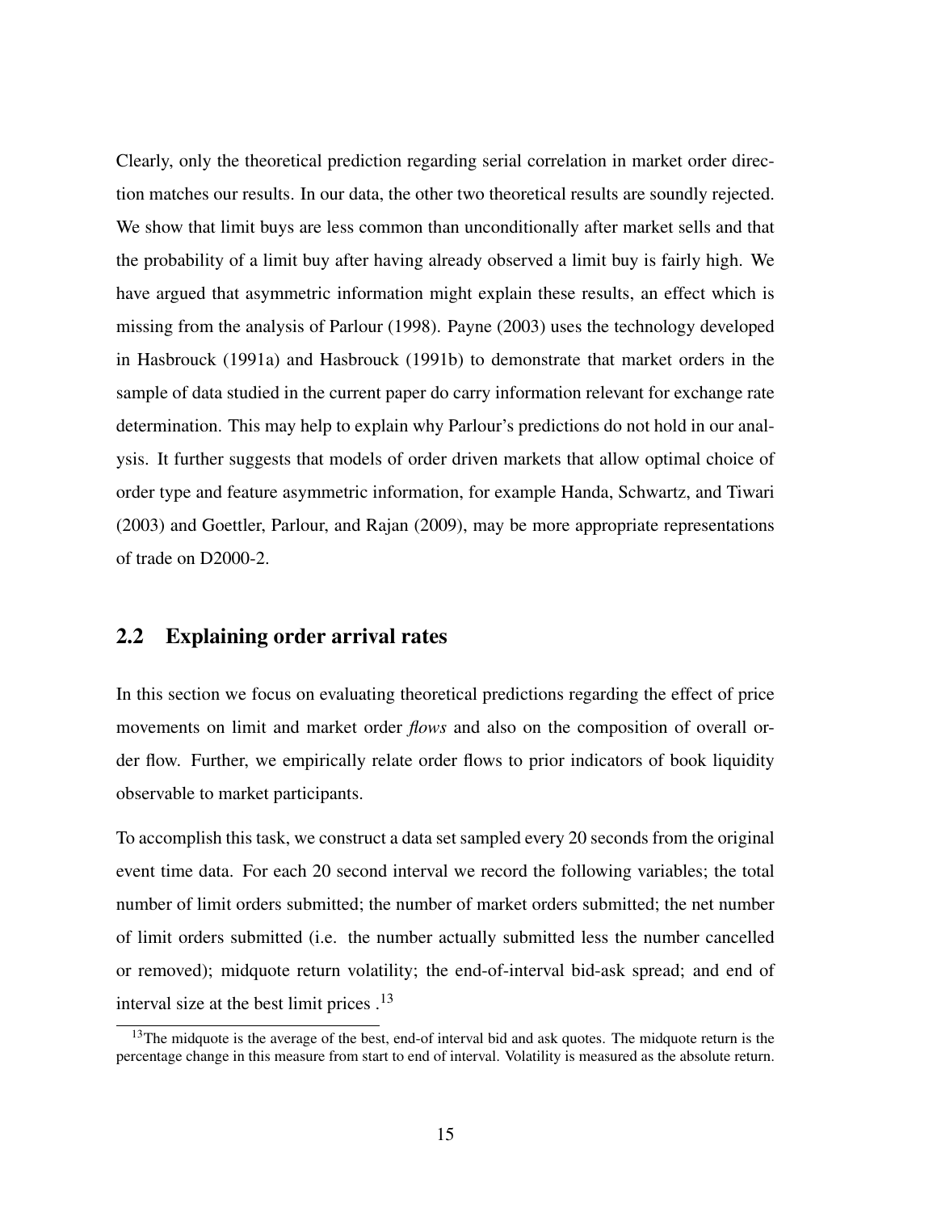Clearly, only the theoretical prediction regarding serial correlation in market order direction matches our results. In our data, the other two theoretical results are soundly rejected. We show that limit buys are less common than unconditionally after market sells and that the probability of a limit buy after having already observed a limit buy is fairly high. We have argued that asymmetric information might explain these results, an effect which is missing from the analysis of Parlour (1998). Payne (2003) uses the technology developed in Hasbrouck (1991a) and Hasbrouck (1991b) to demonstrate that market orders in the sample of data studied in the current paper do carry information relevant for exchange rate determination. This may help to explain why Parlour's predictions do not hold in our analysis. It further suggests that models of order driven markets that allow optimal choice of order type and feature asymmetric information, for example Handa, Schwartz, and Tiwari (2003) and Goettler, Parlour, and Rajan (2009), may be more appropriate representations of trade on D2000-2.

## 2.2 Explaining order arrival rates

In this section we focus on evaluating theoretical predictions regarding the effect of price movements on limit and market order *flows* and also on the composition of overall order flow. Further, we empirically relate order flows to prior indicators of book liquidity observable to market participants.

To accomplish this task, we construct a data set sampled every 20 seconds from the original event time data. For each 20 second interval we record the following variables; the total number of limit orders submitted; the number of market orders submitted; the net number of limit orders submitted (i.e. the number actually submitted less the number cancelled or removed); midquote return volatility; the end-of-interval bid-ask spread; and end of interval size at the best limit prices .[13]

[13] The midquote is the average of the best, end-of interval bid and ask quotes. The midquote return is the percentage change in this measure from start to end of interval. Volatility is measured as the absolute return.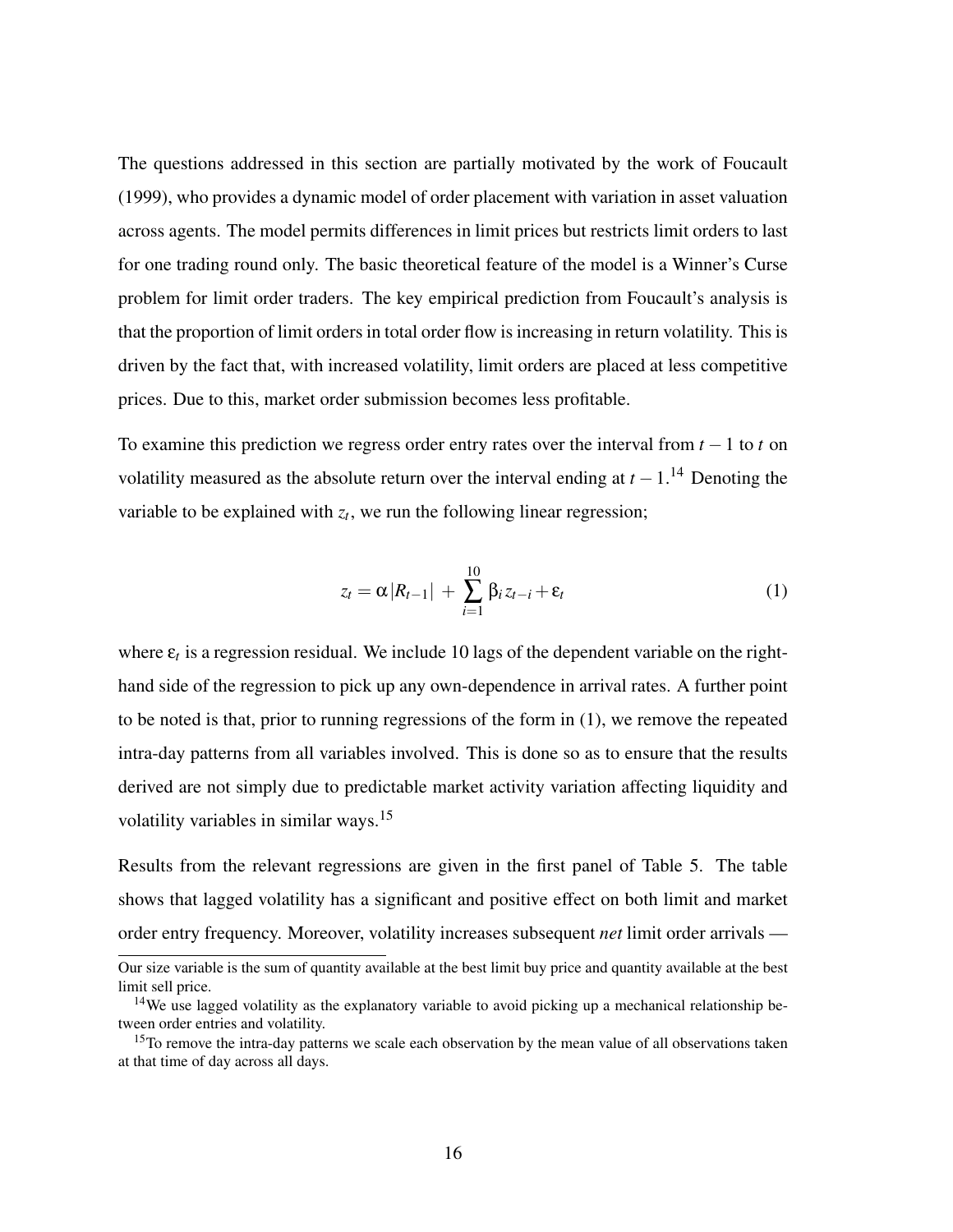The questions addressed in this section are partially motivated by the work of Foucault (1999), who provides a dynamic model of order placement with variation in asset valuation across agents. The model permits differences in limit prices but restricts limit orders to last for one trading round only. The basic theoretical feature of the model is a Winner's Curse problem for limit order traders. The key empirical prediction from Foucault's analysis is that the proportion of limit orders in total order flow is increasing in return volatility. This is driven by the fact that, with increased volatility, limit orders are placed at less competitive prices. Due to this, market order submission becomes less profitable.

To examine this prediction we regress order entry rates over the interval from $t-1$ to $t$ on volatility measured as the absolute return over the interval ending at $t-1$.[14] Denoting the variable to be explained with $z_t$, we run the following linear regression;

$$z_t = \alpha |R_{t-1}| + \sum_{i=1}^{10} \beta_i z_{t-i} + \varepsilon_t \tag{1}$$

where $\varepsilon_t$ is a regression residual. We include 10 lags of the dependent variable on the right-hand side of the regression to pick up any own-dependence in arrival rates. A further point to be noted is that, prior to running regressions of the form in (1), we remove the repeated intra-day patterns from all variables involved. This is done so as to ensure that the results derived are not simply due to predictable market activity variation affecting liquidity and volatility variables in similar ways.[15]

Results from the relevant regressions are given in the first panel of Table 5. The table shows that lagged volatility has a significant and positive effect on both limit and market order entry frequency. Moreover, volatility increases subsequent *net* limit order arrivals —

---

Our size variable is the sum of quantity available at the best limit buy price and quantity available at the best limit sell price.

[14] We use lagged volatility as the explanatory variable to avoid picking up a mechanical relationship between order entries and volatility.

[15] To remove the intra-day patterns we scale each observation by the mean value of all observations taken at that time of day across all days.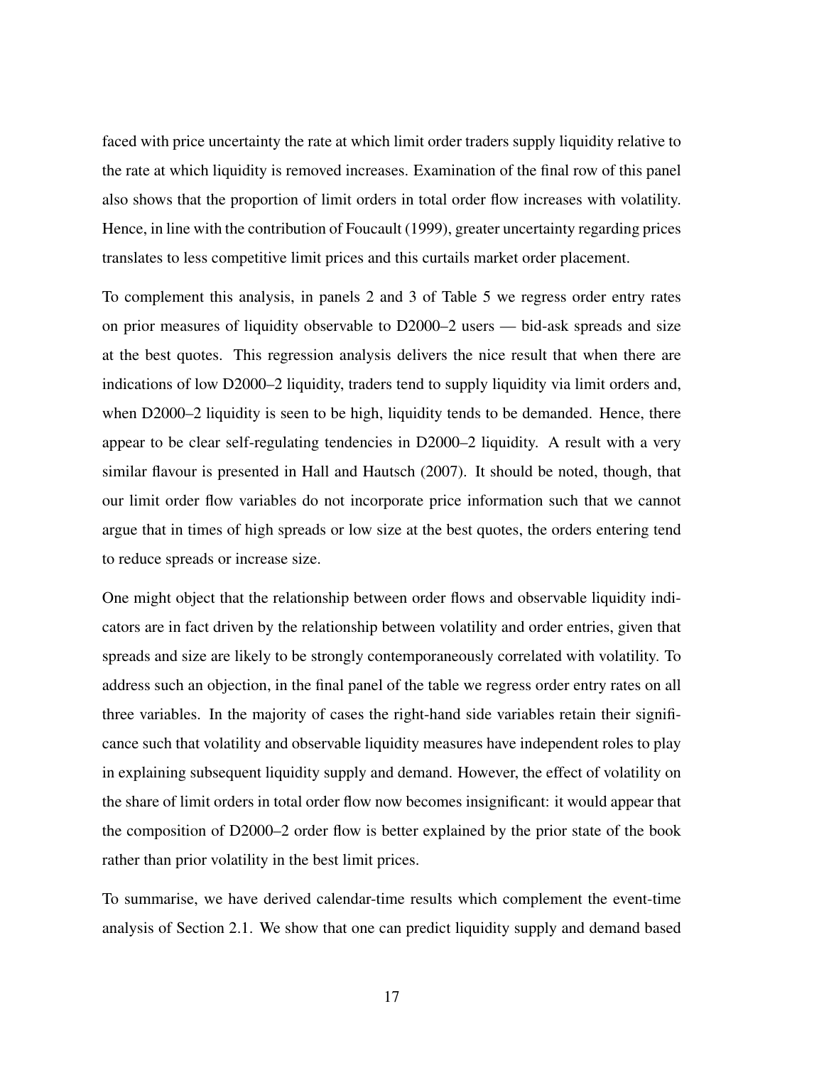faced with price uncertainty the rate at which limit order traders supply liquidity relative to the rate at which liquidity is removed increases. Examination of the final row of this panel also shows that the proportion of limit orders in total order flow increases with volatility. Hence, in line with the contribution of Foucault (1999), greater uncertainty regarding prices translates to less competitive limit prices and this curtails market order placement.

To complement this analysis, in panels 2 and 3 of Table 5 we regress order entry rates on prior measures of liquidity observable to D2000–2 users — bid-ask spreads and size at the best quotes. This regression analysis delivers the nice result that when there are indications of low D2000–2 liquidity, traders tend to supply liquidity via limit orders and, when D2000–2 liquidity is seen to be high, liquidity tends to be demanded. Hence, there appear to be clear self-regulating tendencies in D2000–2 liquidity. A result with a very similar flavour is presented in Hall and Hautsch (2007). It should be noted, though, that our limit order flow variables do not incorporate price information such that we cannot argue that in times of high spreads or low size at the best quotes, the orders entering tend to reduce spreads or increase size.

One might object that the relationship between order flows and observable liquidity indicators are in fact driven by the relationship between volatility and order entries, given that spreads and size are likely to be strongly contemporaneously correlated with volatility. To address such an objection, in the final panel of the table we regress order entry rates on all three variables. In the majority of cases the right-hand side variables retain their significance such that volatility and observable liquidity measures have independent roles to play in explaining subsequent liquidity supply and demand. However, the effect of volatility on the share of limit orders in total order flow now becomes insignificant: it would appear that the composition of D2000–2 order flow is better explained by the prior state of the book rather than prior volatility in the best limit prices.

To summarise, we have derived calendar-time results which complement the event-time analysis of Section 2.1. We show that one can predict liquidity supply and demand based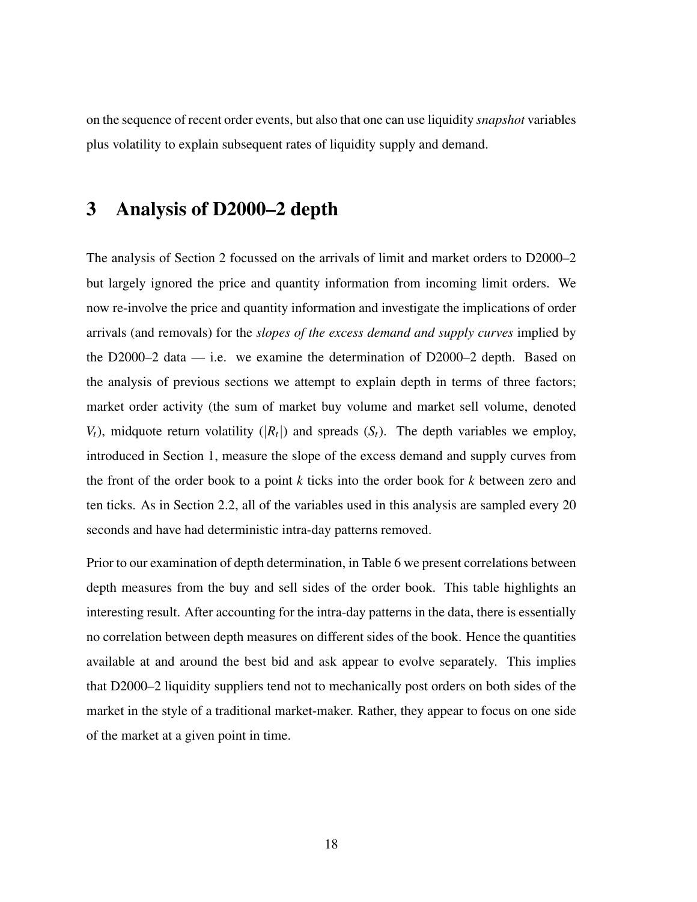on the sequence of recent order events, but also that one can use liquidity *snapshot* variables plus volatility to explain subsequent rates of liquidity supply and demand.

# 3 Analysis of D2000–2 depth

The analysis of Section 2 focussed on the arrivals of limit and market orders to D2000–2 but largely ignored the price and quantity information from incoming limit orders. We now re-involve the price and quantity information and investigate the implications of order arrivals (and removals) for the *slopes of the excess demand and supply curves* implied by the D2000–2 data — i.e. we examine the determination of D2000–2 depth. Based on the analysis of previous sections we attempt to explain depth in terms of three factors; market order activity (the sum of market buy volume and market sell volume, denoted $V_t$), midquote return volatility ($|R_t|$) and spreads ($S_t$). The depth variables we employ, introduced in Section 1, measure the slope of the excess demand and supply curves from the front of the order book to a point $k$ ticks into the order book for $k$ between zero and ten ticks. As in Section 2.2, all of the variables used in this analysis are sampled every 20 seconds and have had deterministic intra-day patterns removed.

Prior to our examination of depth determination, in Table 6 we present correlations between depth measures from the buy and sell sides of the order book. This table highlights an interesting result. After accounting for the intra-day patterns in the data, there is essentially no correlation between depth measures on different sides of the book. Hence the quantities available at and around the best bid and ask appear to evolve separately. This implies that D2000–2 liquidity suppliers tend not to mechanically post orders on both sides of the market in the style of a traditional market-maker. Rather, they appear to focus on one side of the market at a given point in time.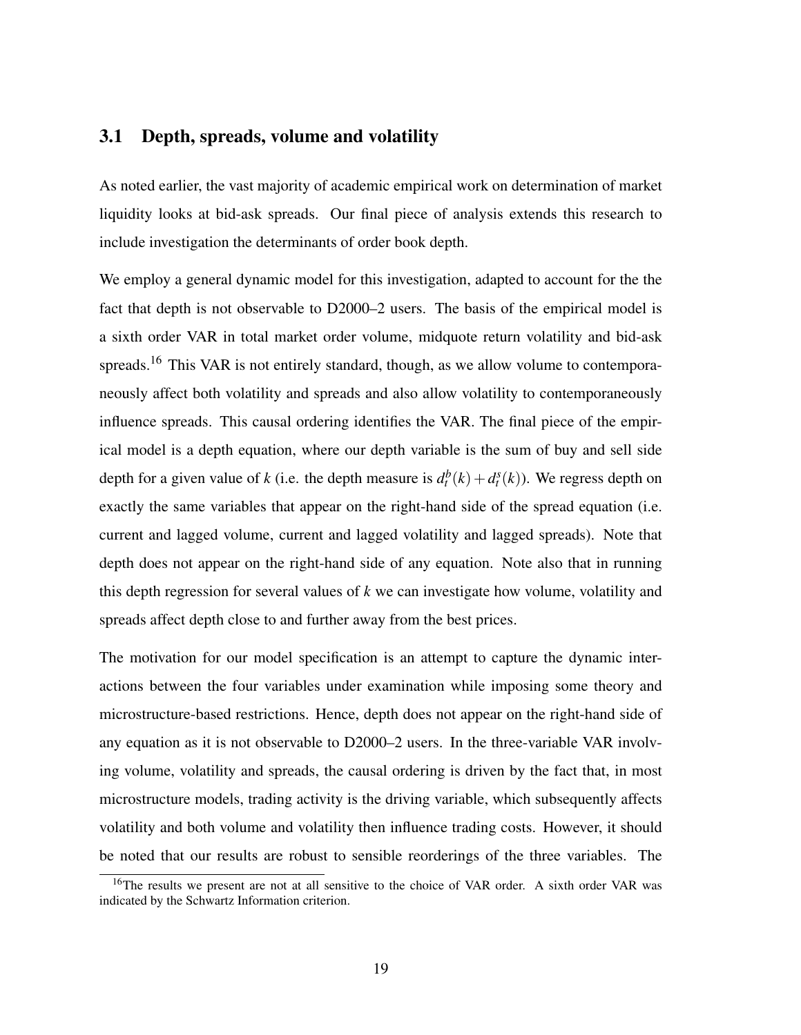## 3.1 Depth, spreads, volume and volatility

As noted earlier, the vast majority of academic empirical work on determination of market liquidity looks at bid-ask spreads. Our final piece of analysis extends this research to include investigation the determinants of order book depth.

We employ a general dynamic model for this investigation, adapted to account for the the fact that depth is not observable to D2000–2 users. The basis of the empirical model is a sixth order VAR in total market order volume, midquote return volatility and bid-ask spreads.[16] This VAR is not entirely standard, though, as we allow volume to contemporaneously affect both volatility and spreads and also allow volatility to contemporaneously influence spreads. This causal ordering identifies the VAR. The final piece of the empirical model is a depth equation, where our depth variable is the sum of buy and sell side depth for a given value of $k$ (i.e. the depth measure is $d_t^b(k) + d_t^s(k)$). We regress depth on exactly the same variables that appear on the right-hand side of the spread equation (i.e. current and lagged volume, current and lagged volatility and lagged spreads). Note that depth does not appear on the right-hand side of any equation. Note also that in running this depth regression for several values of $k$ we can investigate how volume, volatility and spreads affect depth close to and further away from the best prices.

The motivation for our model specification is an attempt to capture the dynamic interactions between the four variables under examination while imposing some theory and microstructure-based restrictions. Hence, depth does not appear on the right-hand side of any equation as it is not observable to D2000–2 users. In the three-variable VAR involving volume, volatility and spreads, the causal ordering is driven by the fact that, in most microstructure models, trading activity is the driving variable, which subsequently affects volatility and both volume and volatility then influence trading costs. However, it should be noted that our results are robust to sensible reorderings of the three variables. The

[16] The results we present are not at all sensitive to the choice of VAR order. A sixth order VAR was indicated by the Schwartz Information criterion.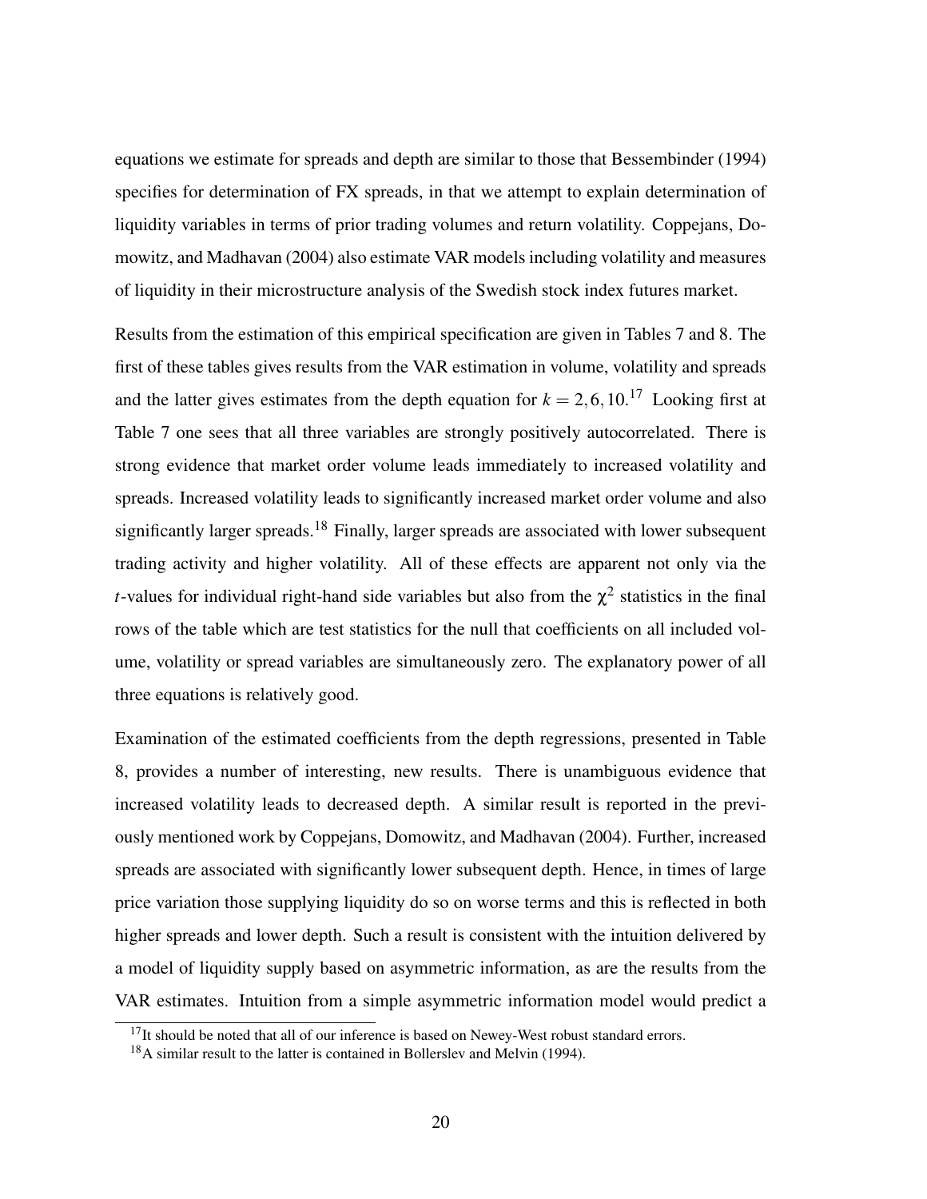equations we estimate for spreads and depth are similar to those that Bessembinder (1994) specifies for determination of FX spreads, in that we attempt to explain determination of liquidity variables in terms of prior trading volumes and return volatility. Coppejans, Domowitz, and Madhavan (2004) also estimate VAR models including volatility and measures of liquidity in their microstructure analysis of the Swedish stock index futures market.

Results from the estimation of this empirical specification are given in Tables 7 and 8. The first of these tables gives results from the VAR estimation in volume, volatility and spreads and the latter gives estimates from the depth equation for $k = 2, 6, 10$.[17] Looking first at Table 7 one sees that all three variables are strongly positively autocorrelated. There is strong evidence that market order volume leads immediately to increased volatility and spreads. Increased volatility leads to significantly increased market order volume and also significantly larger spreads.[18] Finally, larger spreads are associated with lower subsequent trading activity and higher volatility. All of these effects are apparent not only via the $t$-values for individual right-hand side variables but also from the $\chi^2$ statistics in the final rows of the table which are test statistics for the null that coefficients on all included volume, volatility or spread variables are simultaneously zero. The explanatory power of all three equations is relatively good.

Examination of the estimated coefficients from the depth regressions, presented in Table 8, provides a number of interesting, new results. There is unambiguous evidence that increased volatility leads to decreased depth. A similar result is reported in the previously mentioned work by Coppejans, Domowitz, and Madhavan (2004). Further, increased spreads are associated with significantly lower subsequent depth. Hence, in times of large price variation those supplying liquidity do so on worse terms and this is reflected in both higher spreads and lower depth. Such a result is consistent with the intuition delivered by a model of liquidity supply based on asymmetric information, as are the results from the VAR estimates. Intuition from a simple asymmetric information model would predict a

[17] It should be noted that all of our inference is based on Newey-West robust standard errors.

[18] A similar result to the latter is contained in Bollerslev and Melvin (1994).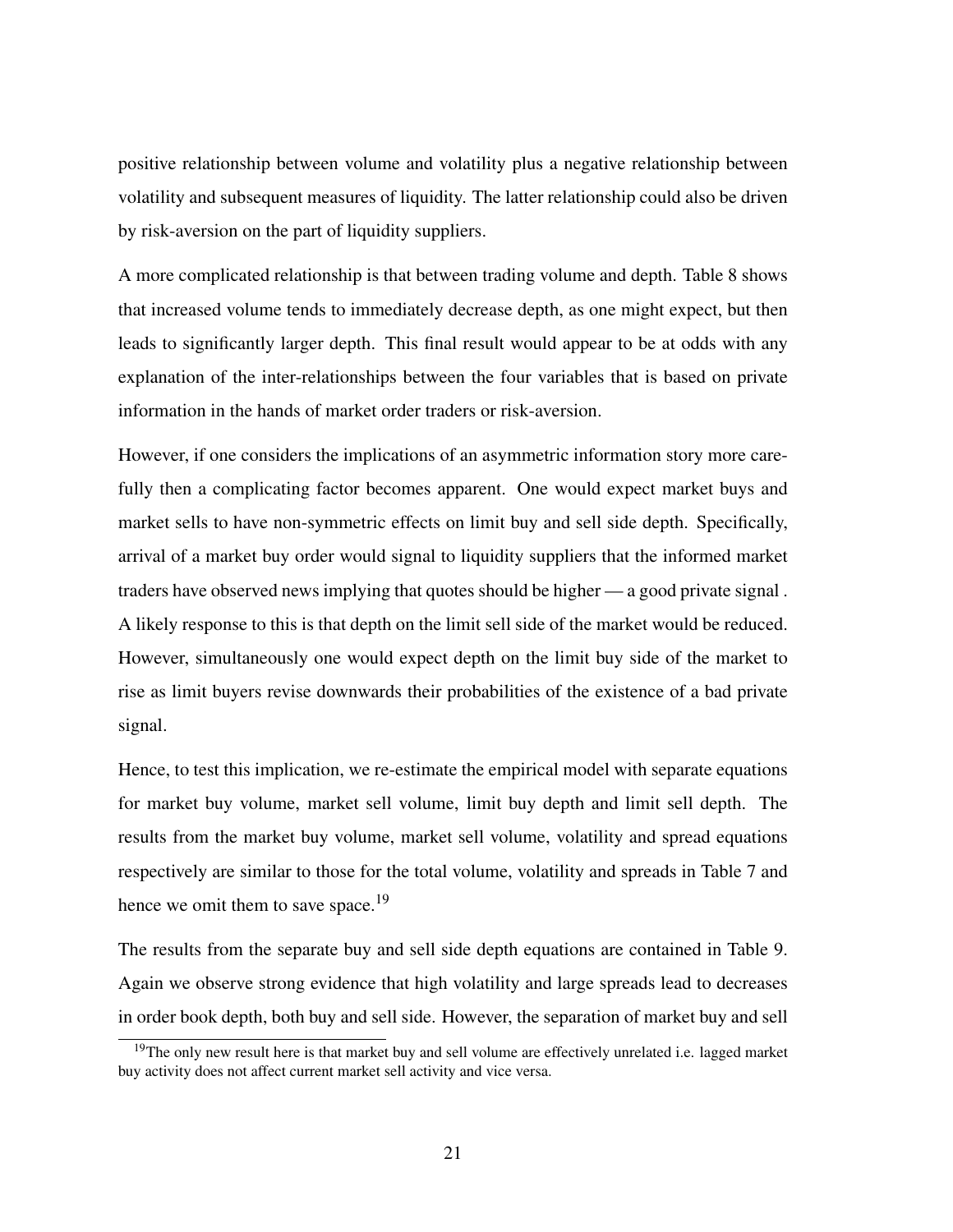positive relationship between volume and volatility plus a negative relationship between volatility and subsequent measures of liquidity. The latter relationship could also be driven by risk-aversion on the part of liquidity suppliers.

A more complicated relationship is that between trading volume and depth. Table 8 shows that increased volume tends to immediately decrease depth, as one might expect, but then leads to significantly larger depth. This final result would appear to be at odds with any explanation of the inter-relationships between the four variables that is based on private information in the hands of market order traders or risk-aversion.

However, if one considers the implications of an asymmetric information story more carefully then a complicating factor becomes apparent. One would expect market buys and market sells to have non-symmetric effects on limit buy and sell side depth. Specifically, arrival of a market buy order would signal to liquidity suppliers that the informed market traders have observed news implying that quotes should be higher — a good private signal . A likely response to this is that depth on the limit sell side of the market would be reduced. However, simultaneously one would expect depth on the limit buy side of the market to rise as limit buyers revise downwards their probabilities of the existence of a bad private signal.

Hence, to test this implication, we re-estimate the empirical model with separate equations for market buy volume, market sell volume, limit buy depth and limit sell depth. The results from the market buy volume, market sell volume, volatility and spread equations respectively are similar to those for the total volume, volatility and spreads in Table 7 and hence we omit them to save space.[19]

The results from the separate buy and sell side depth equations are contained in Table 9. Again we observe strong evidence that high volatility and large spreads lead to decreases in order book depth, both buy and sell side. However, the separation of market buy and sell

[19] The only new result here is that market buy and sell volume are effectively unrelated i.e. lagged market buy activity does not affect current market sell activity and vice versa.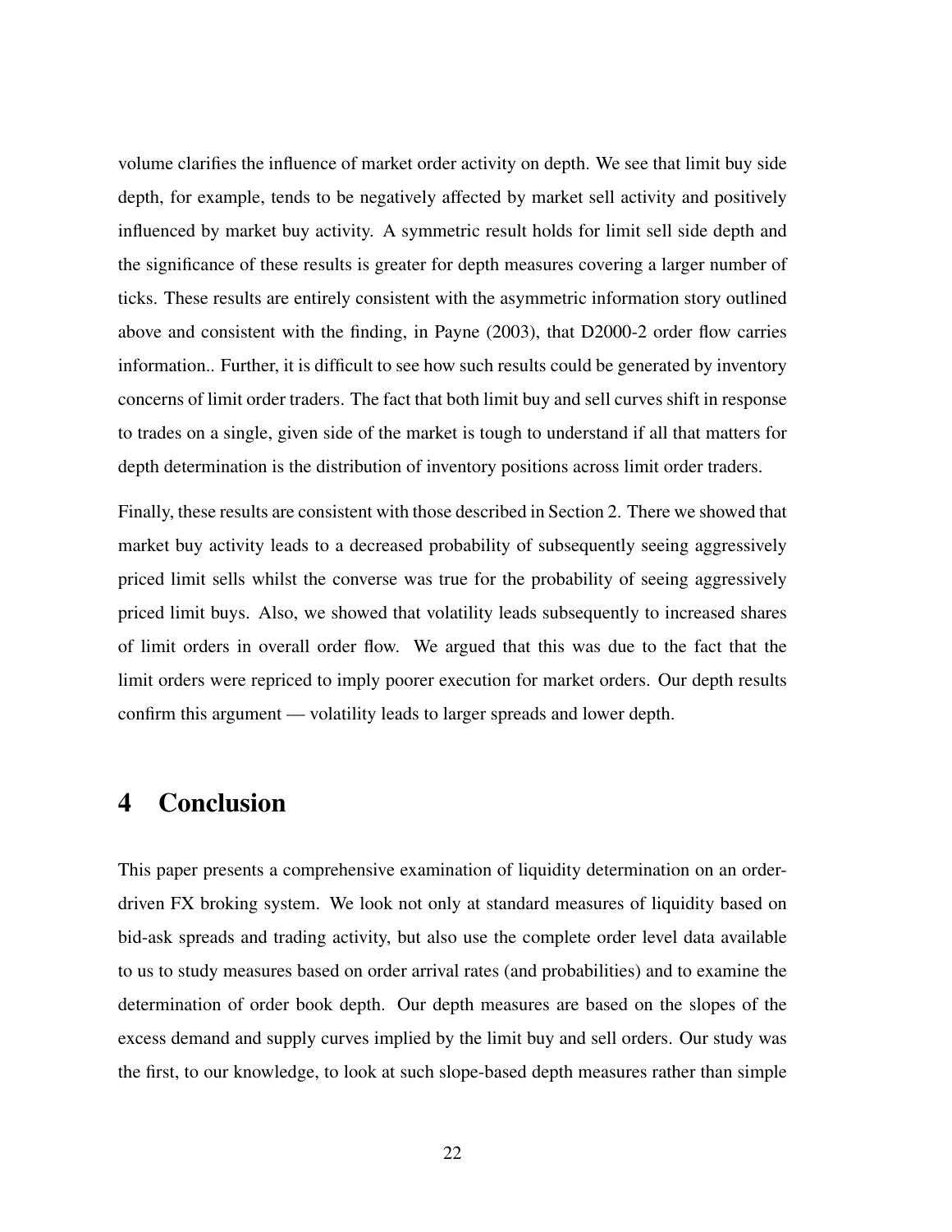volume clarifies the influence of market order activity on depth. We see that limit buy side depth, for example, tends to be negatively affected by market sell activity and positively influenced by market buy activity. A symmetric result holds for limit sell side depth and the significance of these results is greater for depth measures covering a larger number of ticks. These results are entirely consistent with the asymmetric information story outlined above and consistent with the finding, in Payne (2003), that D2000-2 order flow carries information.. Further, it is difficult to see how such results could be generated by inventory concerns of limit order traders. The fact that both limit buy and sell curves shift in response to trades on a single, given side of the market is tough to understand if all that matters for depth determination is the distribution of inventory positions across limit order traders.

Finally, these results are consistent with those described in Section 2. There we showed that market buy activity leads to a decreased probability of subsequently seeing aggressively priced limit sells whilst the converse was true for the probability of seeing aggressively priced limit buys. Also, we showed that volatility leads subsequently to increased shares of limit orders in overall order flow. We argued that this was due to the fact that the limit orders were repriced to imply poorer execution for market orders. Our depth results confirm this argument — volatility leads to larger spreads and lower depth.

# 4 Conclusion

This paper presents a comprehensive examination of liquidity determination on an order-driven FX broking system. We look not only at standard measures of liquidity based on bid-ask spreads and trading activity, but also use the complete order level data available to us to study measures based on order arrival rates (and probabilities) and to examine the determination of order book depth. Our depth measures are based on the slopes of the excess demand and supply curves implied by the limit buy and sell orders. Our study was the first, to our knowledge, to look at such slope-based depth measures rather than simple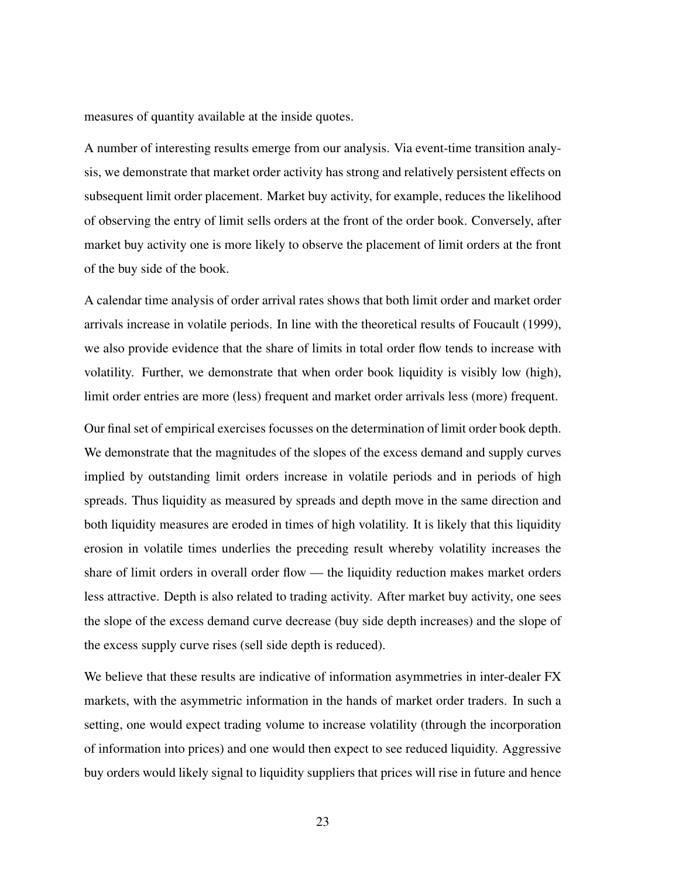measures of quantity available at the inside quotes.

A number of interesting results emerge from our analysis. Via event-time transition analysis, we demonstrate that market order activity has strong and relatively persistent effects on subsequent limit order placement. Market buy activity, for example, reduces the likelihood of observing the entry of limit sells orders at the front of the order book. Conversely, after market buy activity one is more likely to observe the placement of limit orders at the front of the buy side of the book.

A calendar time analysis of order arrival rates shows that both limit order and market order arrivals increase in volatile periods. In line with the theoretical results of Foucault (1999), we also provide evidence that the share of limits in total order flow tends to increase with volatility. Further, we demonstrate that when order book liquidity is visibly low (high), limit order entries are more (less) frequent and market order arrivals less (more) frequent.

Our final set of empirical exercises focusses on the determination of limit order book depth. We demonstrate that the magnitudes of the slopes of the excess demand and supply curves implied by outstanding limit orders increase in volatile periods and in periods of high spreads. Thus liquidity as measured by spreads and depth move in the same direction and both liquidity measures are eroded in times of high volatility. It is likely that this liquidity erosion in volatile times underlies the preceding result whereby volatility increases the share of limit orders in overall order flow — the liquidity reduction makes market orders less attractive. Depth is also related to trading activity. After market buy activity, one sees the slope of the excess demand curve decrease (buy side depth increases) and the slope of the excess supply curve rises (sell side depth is reduced).

We believe that these results are indicative of information asymmetries in inter-dealer FX markets, with the asymmetric information in the hands of market order traders. In such a setting, one would expect trading volume to increase volatility (through the incorporation of information into prices) and one would then expect to see reduced liquidity. Aggressive buy orders would likely signal to liquidity suppliers that prices will rise in future and hence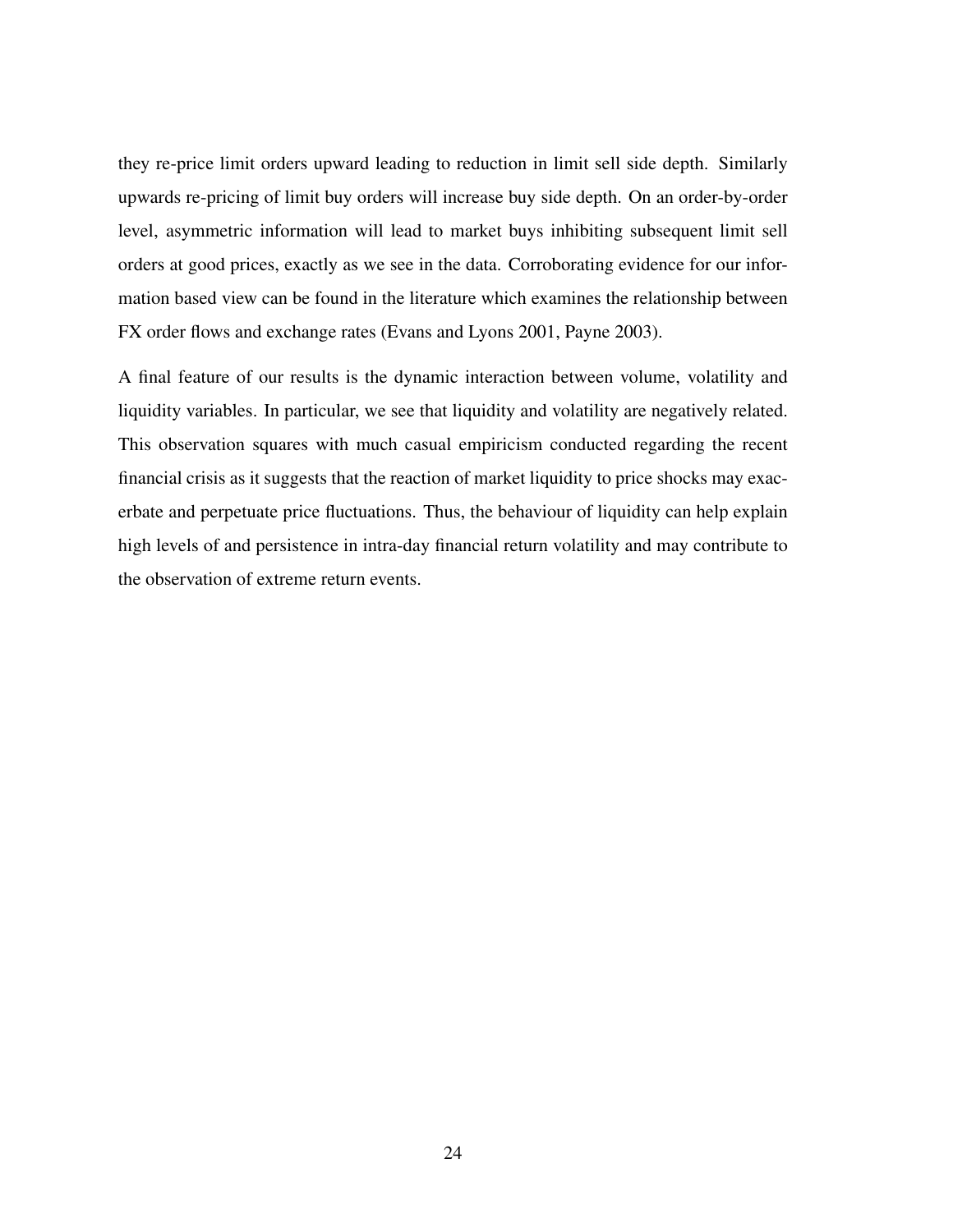they re-price limit orders upward leading to reduction in limit sell side depth. Similarly upwards re-pricing of limit buy orders will increase buy side depth. On an order-by-order level, asymmetric information will lead to market buys inhibiting subsequent limit sell orders at good prices, exactly as we see in the data. Corroborating evidence for our information based view can be found in the literature which examines the relationship between FX order flows and exchange rates (Evans and Lyons 2001, Payne 2003).

A final feature of our results is the dynamic interaction between volume, volatility and liquidity variables. In particular, we see that liquidity and volatility are negatively related. This observation squares with much casual empiricism conducted regarding the recent financial crisis as it suggests that the reaction of market liquidity to price shocks may exacerbate and perpetuate price fluctuations. Thus, the behaviour of liquidity can help explain high levels of and persistence in intra-day financial return volatility and may contribute to the observation of extreme return events.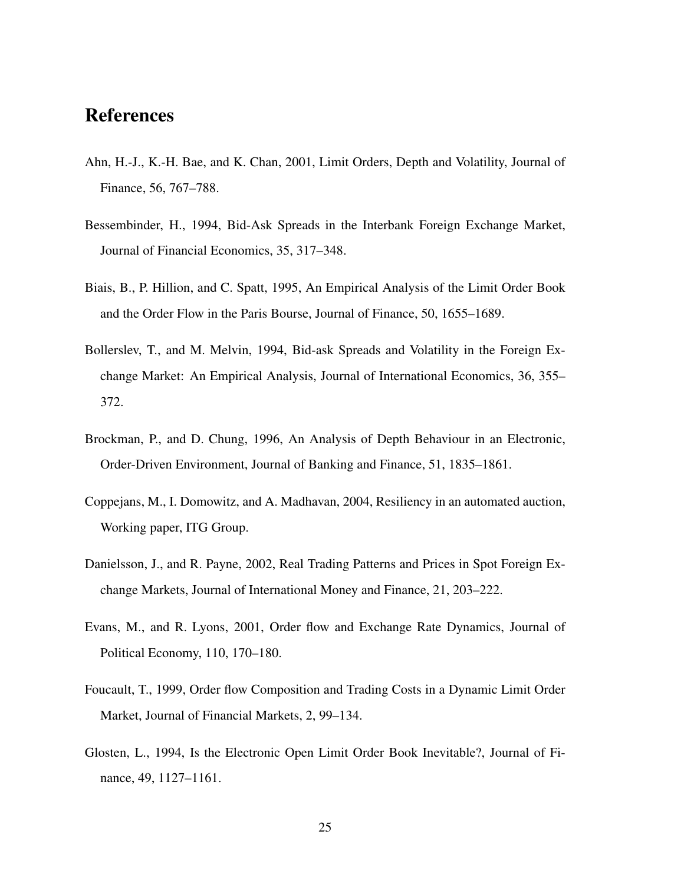# References

Ahn, H.-J., K.-H. Bae, and K. Chan, 2001, Limit Orders, Depth and Volatility, Journal of Finance, 56, 767–788.

Bessembinder, H., 1994, Bid-Ask Spreads in the Interbank Foreign Exchange Market, Journal of Financial Economics, 35, 317–348.

Biais, B., P. Hillion, and C. Spatt, 1995, An Empirical Analysis of the Limit Order Book and the Order Flow in the Paris Bourse, Journal of Finance, 50, 1655–1689.

Bollerslev, T., and M. Melvin, 1994, Bid-ask Spreads and Volatility in the Foreign Exchange Market: An Empirical Analysis, Journal of International Economics, 36, 355–372.

Brockman, P., and D. Chung, 1996, An Analysis of Depth Behaviour in an Electronic, Order-Driven Environment, Journal of Banking and Finance, 51, 1835–1861.

Coppejans, M., I. Domowitz, and A. Madhavan, 2004, Resiliency in an automated auction, Working paper, ITG Group.

Danielsson, J., and R. Payne, 2002, Real Trading Patterns and Prices in Spot Foreign Exchange Markets, Journal of International Money and Finance, 21, 203–222.

Evans, M., and R. Lyons, 2001, Order flow and Exchange Rate Dynamics, Journal of Political Economy, 110, 170–180.

Foucault, T., 1999, Order flow Composition and Trading Costs in a Dynamic Limit Order Market, Journal of Financial Markets, 2, 99–134.

Glosten, L., 1994, Is the Electronic Open Limit Order Book Inevitable?, Journal of Finance, 49, 1127–1161.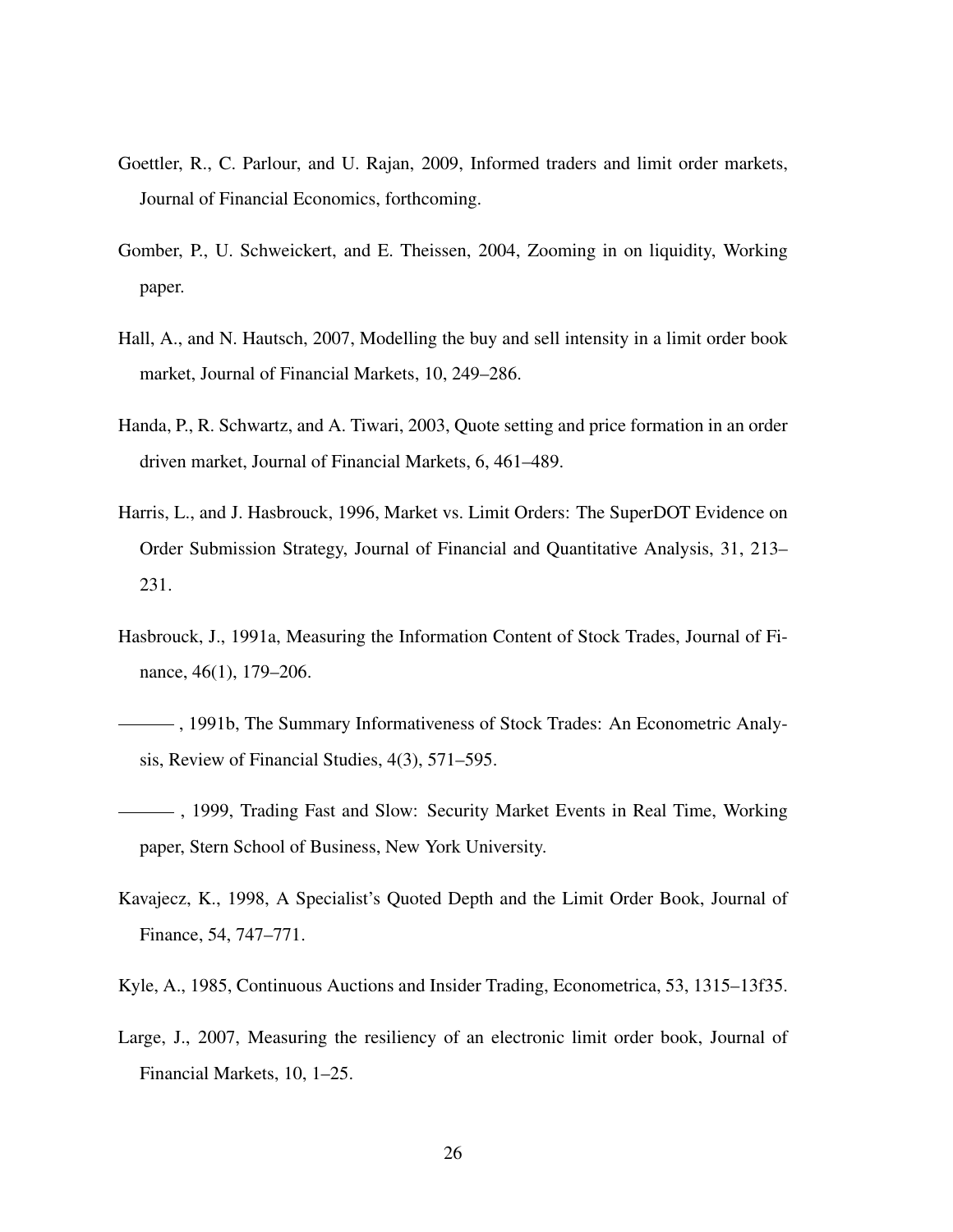Goettler, R., C. Parlour, and U. Rajan, 2009, Informed traders and limit order markets, Journal of Financial Economics, forthcoming.

Gomber, P., U. Schweickert, and E. Theissen, 2004, Zooming in on liquidity, Working paper.

Hall, A., and N. Hautsch, 2007, Modelling the buy and sell intensity in a limit order book market, Journal of Financial Markets, 10, 249–286.

Handa, P., R. Schwartz, and A. Tiwari, 2003, Quote setting and price formation in an order driven market, Journal of Financial Markets, 6, 461–489.

Harris, L., and J. Hasbrouck, 1996, Market vs. Limit Orders: The SuperDOT Evidence on Order Submission Strategy, Journal of Financial and Quantitative Analysis, 31, 213–231.

Hasbrouck, J., 1991a, Measuring the Information Content of Stock Trades, Journal of Finance, 46(1), 179–206.

———, 1991b, The Summary Informativeness of Stock Trades: An Econometric Analysis, Review of Financial Studies, 4(3), 571–595.

———, 1999, Trading Fast and Slow: Security Market Events in Real Time, Working paper, Stern School of Business, New York University.

Kavajecz, K., 1998, A Specialist's Quoted Depth and the Limit Order Book, Journal of Finance, 54, 747–771.

Kyle, A., 1985, Continuous Auctions and Insider Trading, Econometrica, 53, 1315–13f35.

Large, J., 2007, Measuring the resiliency of an electronic limit order book, Journal of Financial Markets, 10, 1–25.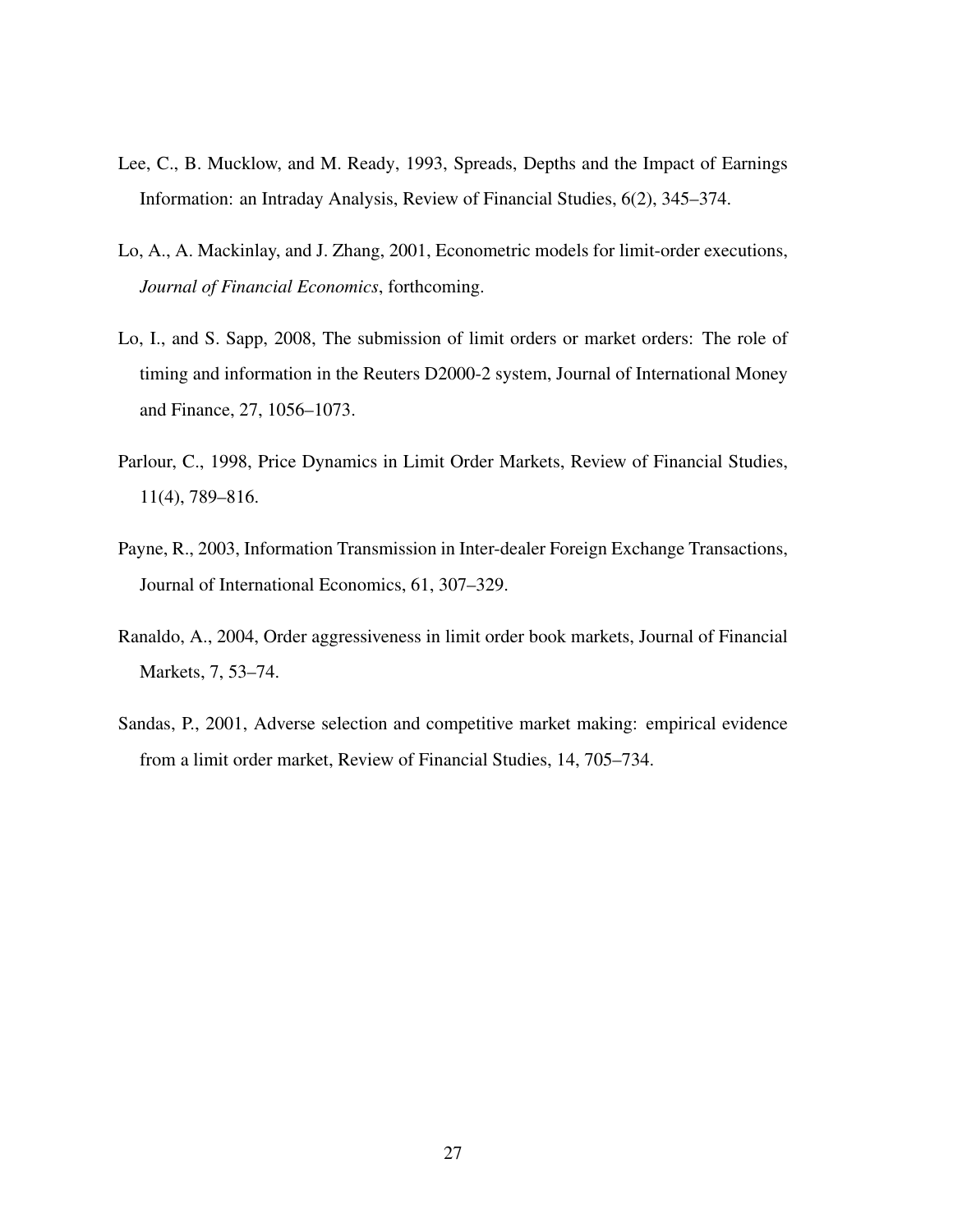Lee, C., B. Mucklow, and M. Ready, 1993, Spreads, Depths and the Impact of Earnings Information: an Intraday Analysis, Review of Financial Studies, 6(2), 345–374.

Lo, A., A. Mackinlay, and J. Zhang, 2001, Econometric models for limit-order executions, *Journal of Financial Economics*, forthcoming.

Lo, I., and S. Sapp, 2008, The submission of limit orders or market orders: The role of timing and information in the Reuters D2000-2 system, Journal of International Money and Finance, 27, 1056–1073.

Parlour, C., 1998, Price Dynamics in Limit Order Markets, Review of Financial Studies, 11(4), 789–816.

Payne, R., 2003, Information Transmission in Inter-dealer Foreign Exchange Transactions, Journal of International Economics, 61, 307–329.

Ranaldo, A., 2004, Order aggressiveness in limit order book markets, Journal of Financial Markets, 7, 53–74.

Sandas, P., 2001, Adverse selection and competitive market making: empirical evidence from a limit order market, Review of Financial Studies, 14, 705–734.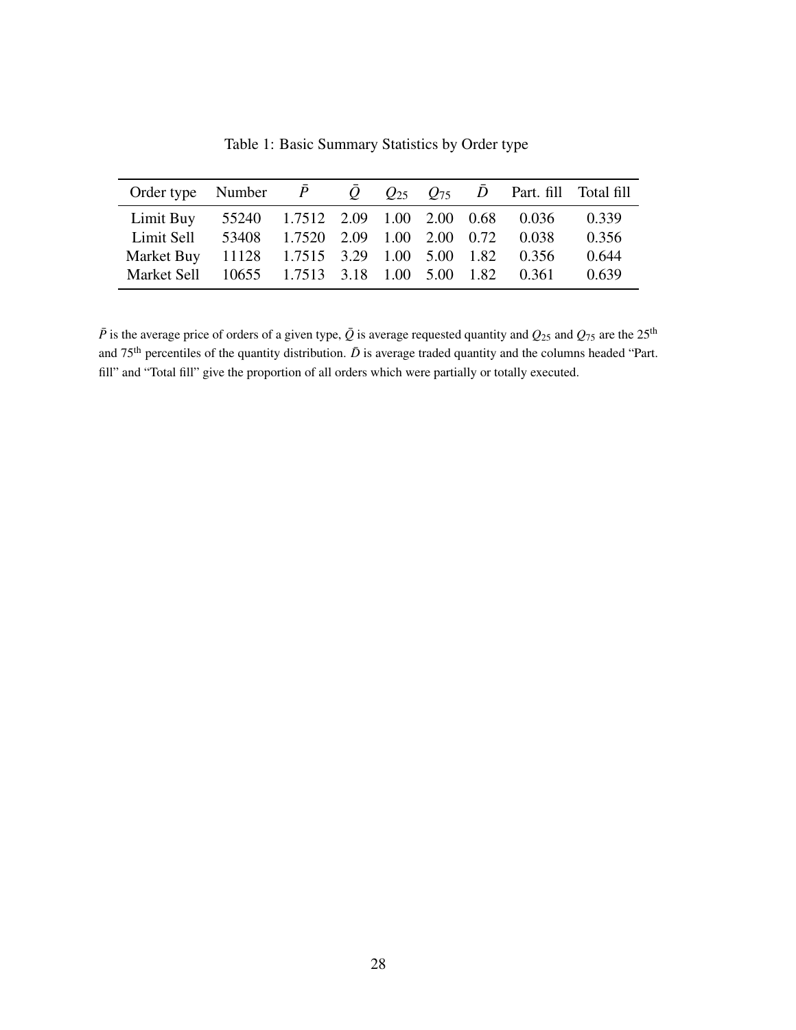Table 1: Basic Summary Statistics by Order type

| Order type | Number | $\bar{P}$ | $\bar{Q}$ | $Q_{25}$ | $Q_{75}$ | $\bar{D}$ | Part. fill | Total fill |
|---|---|---|---|---|---|---|---|---|
| Limit Buy | 55240 | 1.7512 | 2.09 | 1.00 | 2.00 | 0.68 | 0.036 | 0.339 |
| Limit Sell | 53408 | 1.7520 | 2.09 | 1.00 | 2.00 | 0.72 | 0.038 | 0.356 |
| Market Buy | 11128 | 1.7515 | 3.29 | 1.00 | 5.00 | 1.82 | 0.356 | 0.644 |
| Market Sell | 10655 | 1.7513 | 3.18 | 1.00 | 5.00 | 1.82 | 0.361 | 0.639 |

$\bar{P}$ is the average price of orders of a given type, $\bar{Q}$ is average requested quantity and $Q_{25}$ and $Q_{75}$ are the $25^{\text{th}}$ and $75^{\text{th}}$ percentiles of the quantity distribution. $\bar{D}$ is average traded quantity and the columns headed "Part. fill" and "Total fill" give the proportion of all orders which were partially or totally executed.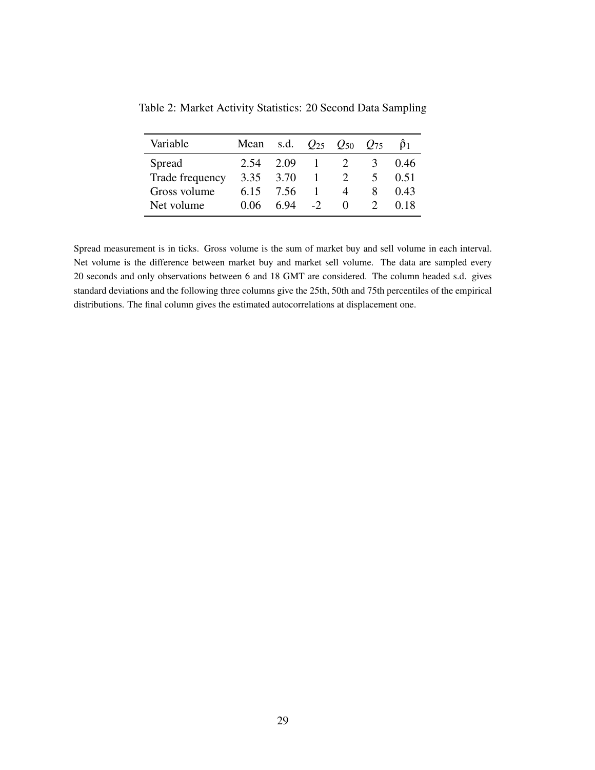Table 2: Market Activity Statistics: 20 Second Data Sampling

| Variable | Mean | s.d. | $Q_{25}$ | $Q_{50}$ | $Q_{75}$ | $\hat{\rho}_1$ |
|---|---|---|---|---|---|---|
| Spread | 2.54 | 2.09 | 1 | 2 | 3 | 0.46 |
| Trade frequency | 3.35 | 3.70 | 1 | 2 | 5 | 0.51 |
| Gross volume | 6.15 | 7.56 | 1 | 4 | 8 | 0.43 |
| Net volume | 0.06 | 6.94 | -2 | 0 | 2 | 0.18 |

Spread measurement is in ticks. Gross volume is the sum of market buy and sell volume in each interval. Net volume is the difference between market buy and market sell volume. The data are sampled every 20 seconds and only observations between 6 and 18 GMT are considered. The column headed s.d. gives standard deviations and the following three columns give the 25th, 50th and 75th percentiles of the empirical distributions. The final column gives the estimated autocorrelations at displacement one.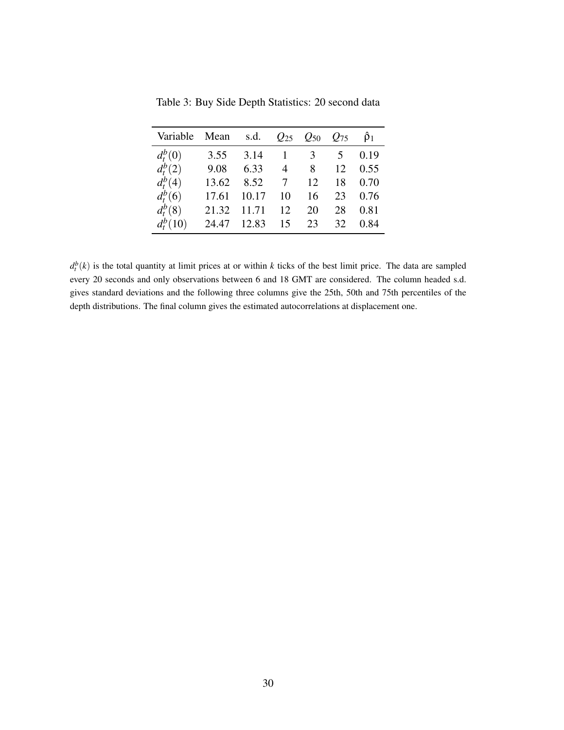Table 3: Buy Side Depth Statistics: 20 second data

| Variable | Mean | s.d. | $Q_{25}$ | $Q_{50}$ | $Q_{75}$ | $\hat{\rho}_1$ |
|---|---|---|---|---|---|---|
| $d_t^b(0)$ | 3.55 | 3.14 | 1 | 3 | 5 | 0.19 |
| $d_t^b(2)$ | 9.08 | 6.33 | 4 | 8 | 12 | 0.55 |
| $d_t^b(4)$ | 13.62 | 8.52 | 7 | 12 | 18 | 0.70 |
| $d_t^b(6)$ | 17.61 | 10.17 | 10 | 16 | 23 | 0.76 |
| $d_t^b(8)$ | 21.32 | 11.71 | 12 | 20 | 28 | 0.81 |
| $d_t^b(10)$ | 24.47 | 12.83 | 15 | 23 | 32 | 0.84 |

$d_t^b(k)$ is the total quantity at limit prices at or within $k$ ticks of the best limit price. The data are sampled every 20 seconds and only observations between 6 and 18 GMT are considered. The column headed s.d. gives standard deviations and the following three columns give the 25th, 50th and 75th percentiles of the depth distributions. The final column gives the estimated autocorrelations at displacement one.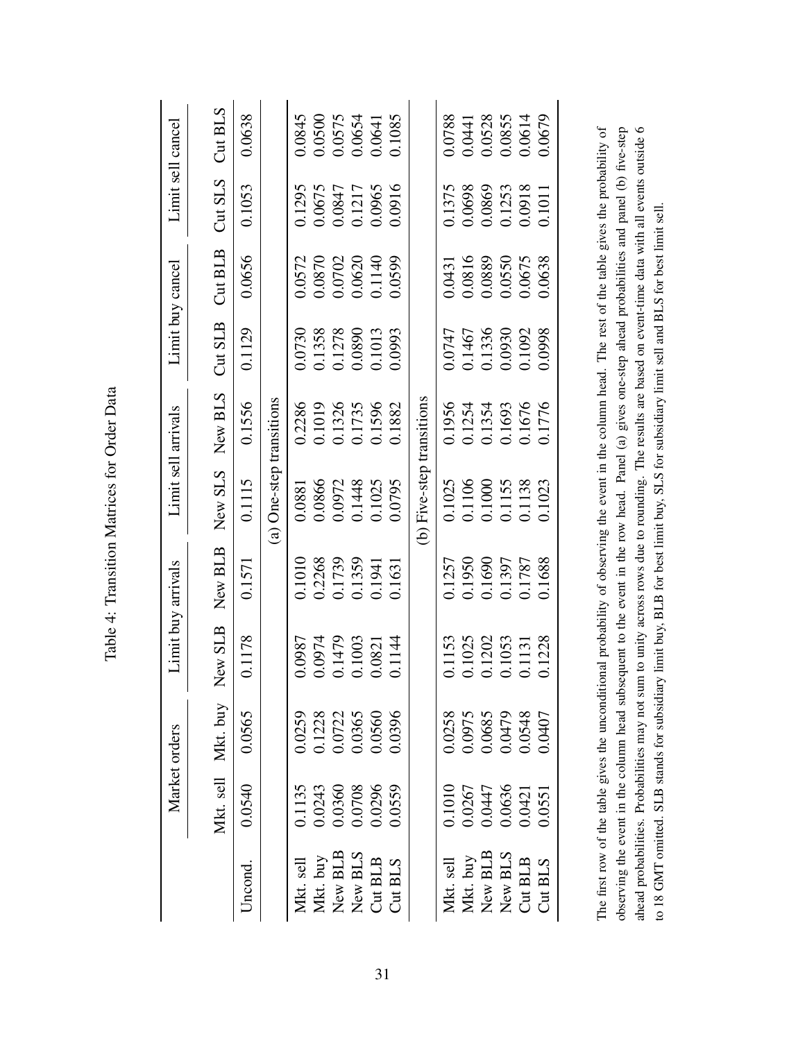Table 4: Transition Matrices for Order Data

| | Market orders | | Limit buy arrivals | | Limit sell arrivals | | Limit buy cancel | | Limit sell cancel | |
|---|---|---|---|---|---|---|---|---|---|---|
| | Mkt. sell | Mkt. buy | New SLB | New BLB | New SLS | New BLS | Cut SLB | Cut BLB | Cut SLS | Cut BLS |
| Uncond. | 0.0540 | 0.0565 | 0.1178 | 0.1571 | 0.1115 | 0.1556 | 0.1129 | 0.0656 | 0.1053 | 0.0638 |
| **(a) One-step transitions** | | | | | | | | | | |
| Mkt. sell | 0.1135 | 0.0259 | 0.0987 | 0.1010 | 0.0881 | 0.2286 | 0.0730 | 0.0572 | 0.1295 | 0.0845 |
| Mkt. buy | 0.0243 | 0.1228 | 0.0974 | 0.2268 | 0.0866 | 0.1019 | 0.1358 | 0.0870 | 0.0675 | 0.0500 |
| New BLB | 0.0360 | 0.0722 | 0.1479 | 0.1739 | 0.0972 | 0.1326 | 0.1278 | 0.0702 | 0.0847 | 0.0575 |
| New BLS | 0.0708 | 0.0365 | 0.1003 | 0.1359 | 0.1448 | 0.1735 | 0.0890 | 0.0620 | 0.1217 | 0.0654 |
| Cut BLB | 0.0296 | 0.0560 | 0.0821 | 0.1941 | 0.1025 | 0.1596 | 0.1013 | 0.1140 | 0.0965 | 0.0641 |
| Cut BLS | 0.0559 | 0.0396 | 0.1144 | 0.1631 | 0.0795 | 0.1882 | 0.0993 | 0.0599 | 0.0916 | 0.1085 |
| **(b) Five-step transitions** | | | | | | | | | | |
| Mkt. sell | 0.1010 | 0.0258 | 0.1153 | 0.1257 | 0.1025 | 0.1956 | 0.0747 | 0.0431 | 0.1375 | 0.0788 |
| Mkt. buy | 0.0267 | 0.0975 | 0.1025 | 0.1950 | 0.1106 | 0.1254 | 0.1467 | 0.0816 | 0.0698 | 0.0441 |
| New BLB | 0.0447 | 0.0685 | 0.1202 | 0.1690 | 0.1000 | 0.1354 | 0.1336 | 0.0889 | 0.0869 | 0.0528 |
| New BLS | 0.0636 | 0.0479 | 0.1053 | 0.1397 | 0.1155 | 0.1693 | 0.0930 | 0.0550 | 0.1253 | 0.0855 |
| Cut BLB | 0.0421 | 0.0548 | 0.1131 | 0.1787 | 0.1138 | 0.1676 | 0.1092 | 0.0675 | 0.0918 | 0.0614 |
| Cut BLS | 0.0551 | 0.0407 | 0.1228 | 0.1688 | 0.1023 | 0.1776 | 0.0998 | 0.0638 | 0.1011 | 0.0679 |

The first row of the table gives the unconditional probability of observing the event in the column head. The rest of the table gives the probability of observing the event in the column head subsequent to the event in the row head. Panel (a) gives one-step ahead probabilities and panel (b) five-step ahead probabilities. Probabilities may not sum to unity across rows due to rounding. The results are based on event-time data with all events outside 6 to 18 GMT omitted. SLB stands for subsidiary limit buy, BLB for best limit buy, SLS for subsidiary limit sell and BLS for best limit sell.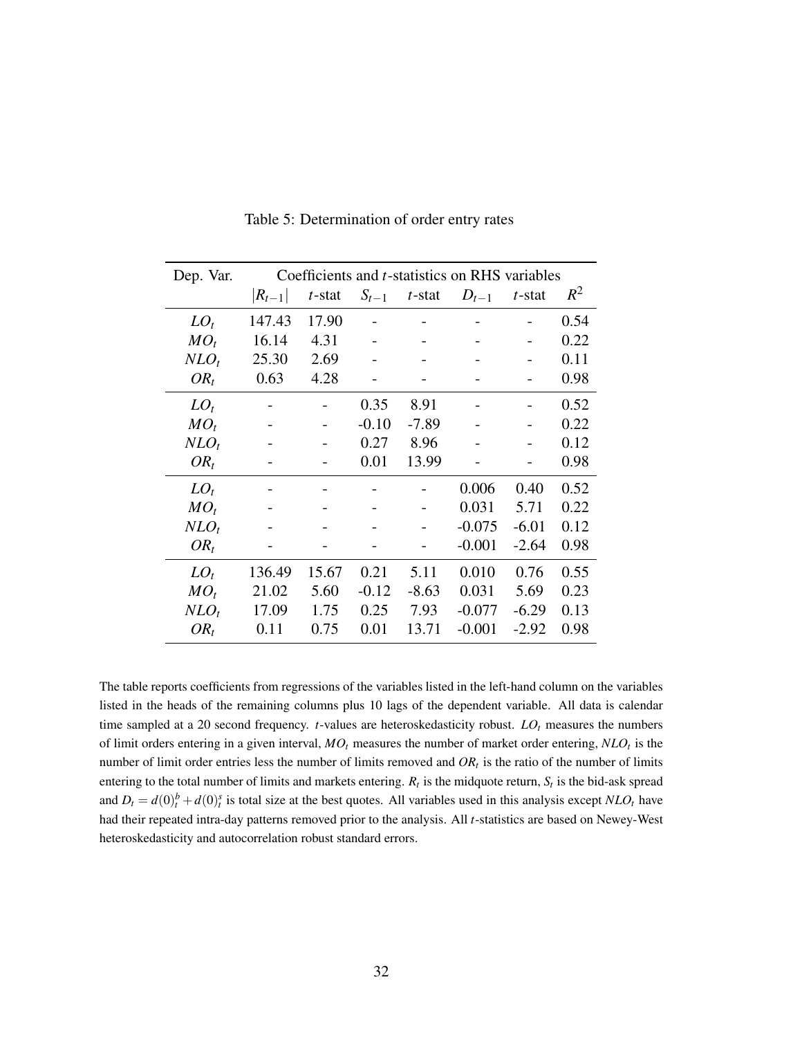Table 5: Determination of order entry rates

| Dep. Var. | Coefficients and $t$-statistics on RHS variables | | | | | | |
|---|---|---|---|---|---|---|---|
| | $\lvert R_{t-1}\rvert$ | $t$-stat | $S_{t-1}$ | $t$-stat | $D_{t-1}$ | $t$-stat | $R^2$ |
| $LO_t$ | 147.43 | 17.90 | - | - | - | - | 0.54 |
| $MO_t$ | 16.14 | 4.31 | - | - | - | - | 0.22 |
| $NLO_t$ | 25.30 | 2.69 | - | - | - | - | 0.11 |
| $OR_t$ | 0.63 | 4.28 | - | - | - | - | 0.98 |
| $LO_t$ | - | - | 0.35 | 8.91 | - | - | 0.52 |
| $MO_t$ | - | - | -0.10 | -7.89 | - | - | 0.22 |
| $NLO_t$ | - | - | 0.27 | 8.96 | - | - | 0.12 |
| $OR_t$ | - | - | 0.01 | 13.99 | - | - | 0.98 |
| $LO_t$ | - | - | - | - | 0.006 | 0.40 | 0.52 |
| $MO_t$ | - | - | - | - | 0.031 | 5.71 | 0.22 |
| $NLO_t$ | - | - | - | - | -0.075 | -6.01 | 0.12 |
| $OR_t$ | - | - | - | - | -0.001 | -2.64 | 0.98 |
| $LO_t$ | 136.49 | 15.67 | 0.21 | 5.11 | 0.010 | 0.76 | 0.55 |
| $MO_t$ | 21.02 | 5.60 | -0.12 | -8.63 | 0.031 | 5.69 | 0.23 |
| $NLO_t$ | 17.09 | 1.75 | 0.25 | 7.93 | -0.077 | -6.29 | 0.13 |
| $OR_t$ | 0.11 | 0.75 | 0.01 | 13.71 | -0.001 | -2.92 | 0.98 |

The table reports coefficients from regressions of the variables listed in the left-hand column on the variables listed in the heads of the remaining columns plus 10 lags of the dependent variable. All data is calendar time sampled at a 20 second frequency. $t$-values are heteroskedasticity robust. $LO_t$ measures the numbers of limit orders entering in a given interval, $MO_t$ measures the number of market order entering, $NLO_t$ is the number of limit order entries less the number of limits removed and $OR_t$ is the ratio of the number of limits entering to the total number of limits and markets entering. $R_t$ is the midquote return, $S_t$ is the bid-ask spread and $D_t = d(0)^b_t + d(0)^s_t$ is total size at the best quotes. All variables used in this analysis except $NLO_t$ have had their repeated intra-day patterns removed prior to the analysis. All $t$-statistics are based on Newey-West heteroskedasticity and autocorrelation robust standard errors.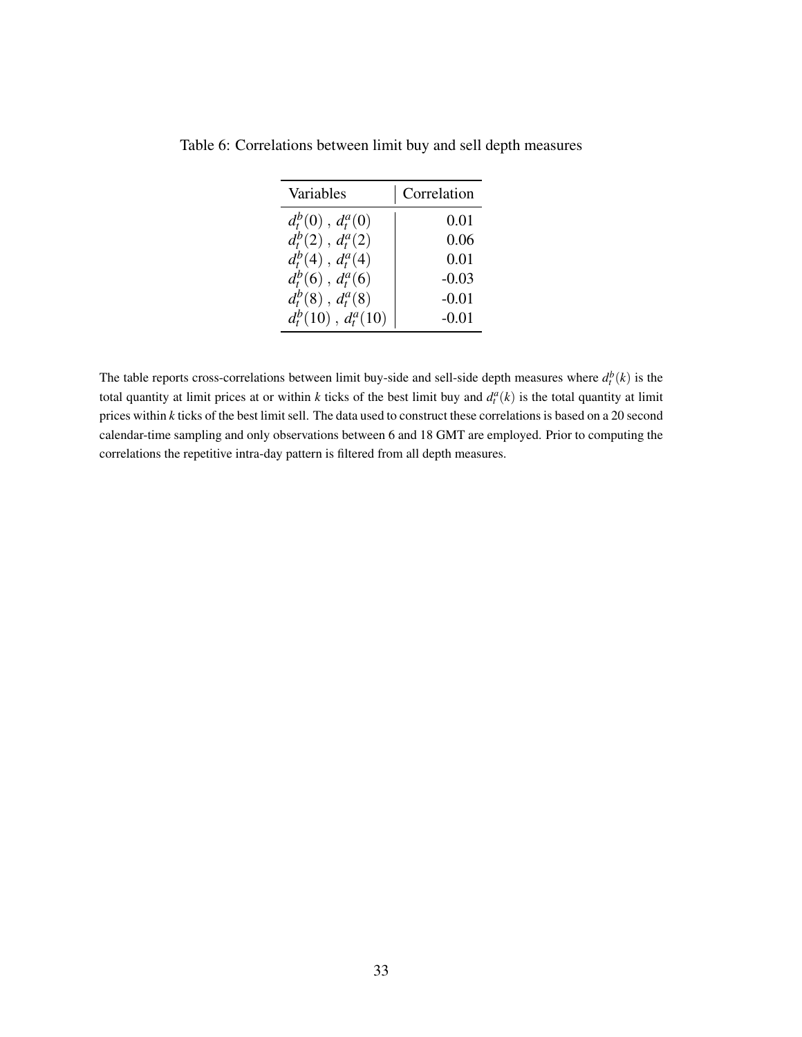Table 6: Correlations between limit buy and sell depth measures

| Variables | Correlation |
| --- | --- |
| $d_t^b(0)$ , $d_t^a(0)$ | 0.01 |
| $d_t^b(2)$ , $d_t^a(2)$ | 0.06 |
| $d_t^b(4)$ , $d_t^a(4)$ | 0.01 |
| $d_t^b(6)$ , $d_t^a(6)$ | -0.03 |
| $d_t^b(8)$ , $d_t^a(8)$ | -0.01 |
| $d_t^b(10)$ , $d_t^a(10)$ | -0.01 |

The table reports cross-correlations between limit buy-side and sell-side depth measures where $d_t^b(k)$ is the total quantity at limit prices at or within $k$ ticks of the best limit buy and $d_t^a(k)$ is the total quantity at limit prices within $k$ ticks of the best limit sell. The data used to construct these correlations is based on a 20 second calendar-time sampling and only observations between 6 and 18 GMT are employed. Prior to computing the correlations the repetitive intra-day pattern is filtered from all depth measures.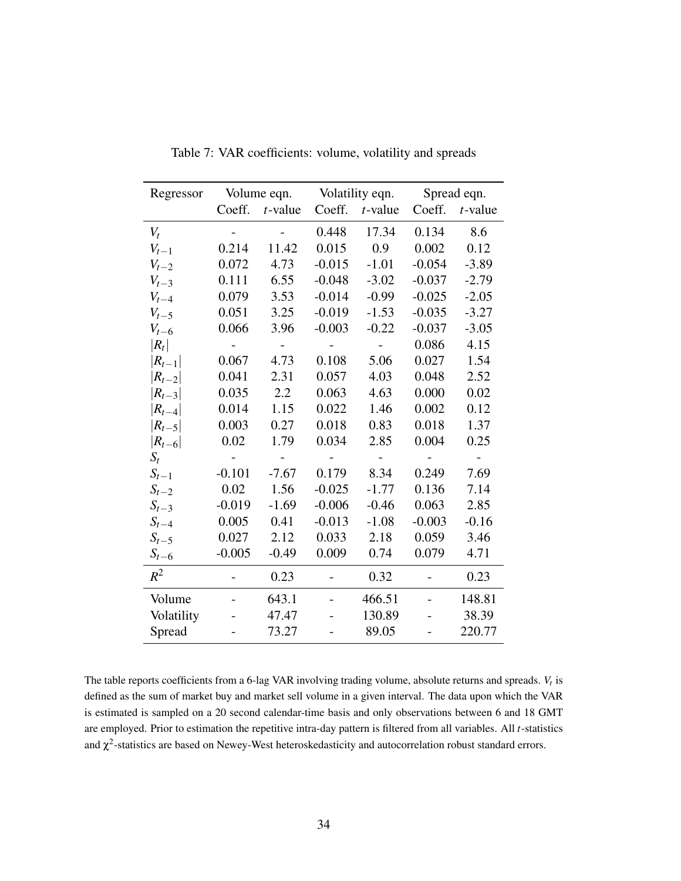Table 7: VAR coefficients: volume, volatility and spreads

| Regressor | Volume eqn. | | Volatility eqn. | | Spread eqn. | |
|---|---|---|---|---|---|---|
| | Coeff. | $t$-value | Coeff. | $t$-value | Coeff. | $t$-value |
| $V_t$ | - | - | 0.448 | 17.34 | 0.134 | 8.6 |
| $V_{t-1}$ | 0.214 | 11.42 | 0.015 | 0.9 | 0.002 | 0.12 |
| $V_{t-2}$ | 0.072 | 4.73 | -0.015 | -1.01 | -0.054 | -3.89 |
| $V_{t-3}$ | 0.111 | 6.55 | -0.048 | -3.02 | -0.037 | -2.79 |
| $V_{t-4}$ | 0.079 | 3.53 | -0.014 | -0.99 | -0.025 | -2.05 |
| $V_{t-5}$ | 0.051 | 3.25 | -0.019 | -1.53 | -0.035 | -3.27 |
| $V_{t-6}$ | 0.066 | 3.96 | -0.003 | -0.22 | -0.037 | -3.05 |
| $\lvert R_t \rvert$ | - | - | - | - | 0.086 | 4.15 |
| $\lvert R_{t-1} \rvert$ | 0.067 | 4.73 | 0.108 | 5.06 | 0.027 | 1.54 |
| $\lvert R_{t-2} \rvert$ | 0.041 | 2.31 | 0.057 | 4.03 | 0.048 | 2.52 |
| $\lvert R_{t-3} \rvert$ | 0.035 | 2.2 | 0.063 | 4.63 | 0.000 | 0.02 |
| $\lvert R_{t-4} \rvert$ | 0.014 | 1.15 | 0.022 | 1.46 | 0.002 | 0.12 |
| $\lvert R_{t-5} \rvert$ | 0.003 | 0.27 | 0.018 | 0.83 | 0.018 | 1.37 |
| $\lvert R_{t-6} \rvert$ | 0.02 | 1.79 | 0.034 | 2.85 | 0.004 | 0.25 |
| $S_t$ | - | - | - | - | - | - |
| $S_{t-1}$ | -0.101 | -7.67 | 0.179 | 8.34 | 0.249 | 7.69 |
| $S_{t-2}$ | 0.02 | 1.56 | -0.025 | -1.77 | 0.136 | 7.14 |
| $S_{t-3}$ | -0.019 | -1.69 | -0.006 | -0.46 | 0.063 | 2.85 |
| $S_{t-4}$ | 0.005 | 0.41 | -0.013 | -1.08 | -0.003 | -0.16 |
| $S_{t-5}$ | 0.027 | 2.12 | 0.033 | 2.18 | 0.059 | 3.46 |
| $S_{t-6}$ | -0.005 | -0.49 | 0.009 | 0.74 | 0.079 | 4.71 |
| $R^2$ | - | 0.23 | - | 0.32 | - | 0.23 |
| Volume | - | 643.1 | - | 466.51 | - | 148.81 |
| Volatility | - | 47.47 | - | 130.89 | - | 38.39 |
| Spread | - | 73.27 | - | 89.05 | - | 220.77 |

The table reports coefficients from a 6-lag VAR involving trading volume, absolute returns and spreads. $V_t$ is defined as the sum of market buy and market sell volume in a given interval. The data upon which the VAR is estimated is sampled on a 20 second calendar-time basis and only observations between 6 and 18 GMT are employed. Prior to estimation the repetitive intra-day pattern is filtered from all variables. All $t$-statistics and $\chi^2$-statistics are based on Newey-West heteroskedasticity and autocorrelation robust standard errors.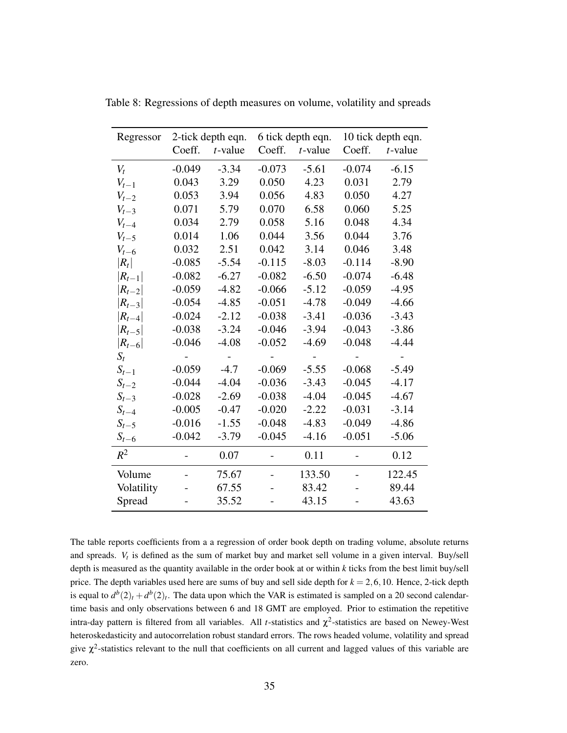Table 8: Regressions of depth measures on volume, volatility and spreads

| Regressor | 2-tick depth eqn. | | 6 tick depth eqn. | | 10 tick depth eqn. | |
|---|---|---|---|---|---|---|
| | Coeff. | $t$-value | Coeff. | $t$-value | Coeff. | $t$-value |
| $V_t$ | -0.049 | -3.34 | -0.073 | -5.61 | -0.074 | -6.15 |
| $V_{t-1}$ | 0.043 | 3.29 | 0.050 | 4.23 | 0.031 | 2.79 |
| $V_{t-2}$ | 0.053 | 3.94 | 0.056 | 4.83 | 0.050 | 4.27 |
| $V_{t-3}$ | 0.071 | 5.79 | 0.070 | 6.58 | 0.060 | 5.25 |
| $V_{t-4}$ | 0.034 | 2.79 | 0.058 | 5.16 | 0.048 | 4.34 |
| $V_{t-5}$ | 0.014 | 1.06 | 0.044 | 3.56 | 0.044 | 3.76 |
| $V_{t-6}$ | 0.032 | 2.51 | 0.042 | 3.14 | 0.046 | 3.48 |
| $\|R_t\|$ | -0.085 | -5.54 | -0.115 | -8.03 | -0.114 | -8.90 |
| $\|R_{t-1}\|$ | -0.082 | -6.27 | -0.082 | -6.50 | -0.074 | -6.48 |
| $\|R_{t-2}\|$ | -0.059 | -4.82 | -0.066 | -5.12 | -0.059 | -4.95 |
| $\|R_{t-3}\|$ | -0.054 | -4.85 | -0.051 | -4.78 | -0.049 | -4.66 |
| $\|R_{t-4}\|$ | -0.024 | -2.12 | -0.038 | -3.41 | -0.036 | -3.43 |
| $\|R_{t-5}\|$ | -0.038 | -3.24 | -0.046 | -3.94 | -0.043 | -3.86 |
| $\|R_{t-6}\|$ | -0.046 | -4.08 | -0.052 | -4.69 | -0.048 | -4.44 |
| $S_t$ | - | - | - | - | - | - |
| $S_{t-1}$ | -0.059 | -4.7 | -0.069 | -5.55 | -0.068 | -5.49 |
| $S_{t-2}$ | -0.044 | -4.04 | -0.036 | -3.43 | -0.045 | -4.17 |
| $S_{t-3}$ | -0.028 | -2.69 | -0.038 | -4.04 | -0.045 | -4.67 |
| $S_{t-4}$ | -0.005 | -0.47 | -0.020 | -2.22 | -0.031 | -3.14 |
| $S_{t-5}$ | -0.016 | -1.55 | -0.048 | -4.83 | -0.049 | -4.86 |
| $S_{t-6}$ | -0.042 | -3.79 | -0.045 | -4.16 | -0.051 | -5.06 |
| $R^2$ | - | 0.07 | - | 0.11 | - | 0.12 |
| Volume | - | 75.67 | - | 133.50 | - | 122.45 |
| Volatility | - | 67.55 | - | 83.42 | - | 89.44 |
| Spread | - | 35.52 | - | 43.15 | - | 43.63 |

The table reports coefficients from a a regression of order book depth on trading volume, absolute returns and spreads. $V_t$ is defined as the sum of market buy and market sell volume in a given interval. Buy/sell depth is measured as the quantity available in the order book at or within $k$ ticks from the best limit buy/sell price. The depth variables used here are sums of buy and sell side depth for $k = 2, 6, 10$. Hence, 2-tick depth is equal to $d^b(2)_t + d^b(2)_t$. The data upon which the VAR is estimated is sampled on a 20 second calendar-time basis and only observations between 6 and 18 GMT are employed. Prior to estimation the repetitive intra-day pattern is filtered from all variables. All $t$-statistics and $\chi^2$-statistics are based on Newey-West heteroskedasticity and autocorrelation robust standard errors. The rows headed volume, volatility and spread give $\chi^2$-statistics relevant to the null that coefficients on all current and lagged values of this variable are zero.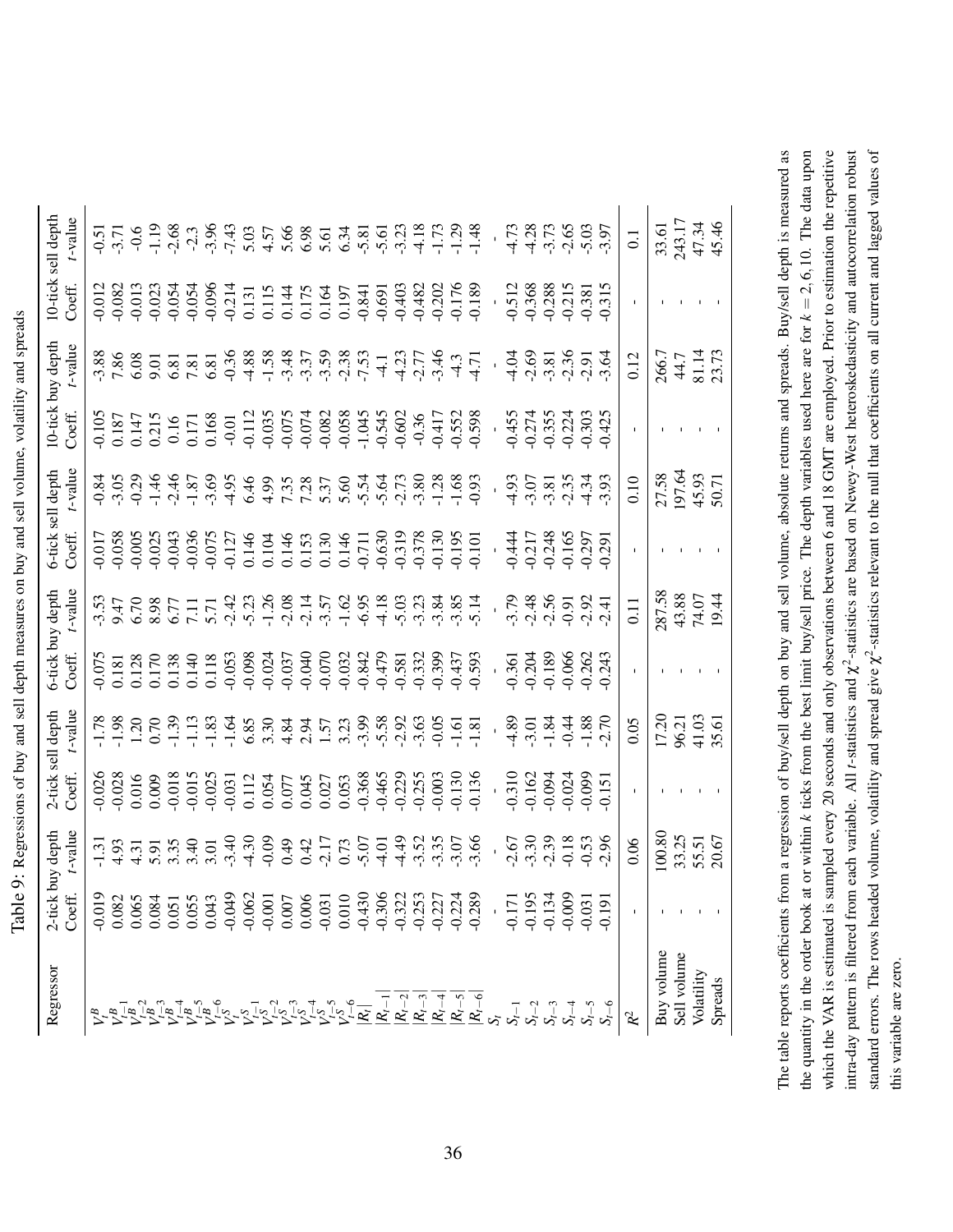Table 9: Regressions of buy and sell depth measures on buy and sell volume, volatility and spreads

| Regressor | 2-tick buy depth | | 2-tick sell depth | | 6-tick buy depth | | 6-tick sell depth | | 10-tick buy depth | | 10-tick sell depth | |
|---|---|---|---|---|---|---|---|---|---|---|---|---|
| | Coeff. | $t$-value | Coeff. | $t$-value | Coeff. | $t$-value | Coeff. | $t$-value | Coeff. | $t$-value | Coeff. | $t$-value |
| $V_t^B$ | -0.019 | -1.31 | -0.026 | -1.78 | -0.075 | -3.53 | -0.017 | -0.84 | -0.105 | -3.88 | -0.012 | -0.51 |
| $V_{t-1}^B$ | 0.082 | 4.93 | -0.028 | -1.98 | 0.181 | 9.47 | -0.058 | -3.05 | 0.187 | 7.86 | -0.082 | -3.71 |
| $V_{t-2}^B$ | 0.065 | 4.31 | 0.016 | 1.20 | 0.128 | 6.70 | -0.005 | -0.29 | 0.147 | 6.08 | -0.013 | -0.6 |
| $V_{t-3}^B$ | 0.084 | 5.91 | 0.009 | 0.70 | 0.170 | 8.98 | -0.025 | -1.46 | 0.215 | 9.01 | -0.023 | -1.19 |
| $V_{t-4}^B$ | 0.051 | 3.35 | -0.018 | -1.39 | 0.138 | 6.77 | -0.043 | -2.46 | 0.16 | 6.81 | -0.054 | -2.68 |
| $V_{t-5}^B$ | 0.055 | 3.40 | -0.015 | -1.13 | 0.140 | 7.11 | -0.036 | -1.87 | 0.171 | 7.81 | -0.054 | -2.3 |
| $V_{t-6}^B$ | 0.043 | 3.01 | -0.025 | -1.83 | 0.118 | 5.71 | -0.075 | -3.69 | 0.168 | 6.81 | -0.096 | -3.96 |
| $V_t^S$ | -0.049 | -3.40 | -0.031 | -1.64 | -0.053 | -2.42 | -0.127 | -4.95 | -0.01 | -0.36 | -0.214 | -7.43 |
| $V_{t-1}^S$ | -0.062 | -4.30 | 0.112 | 6.85 | -0.098 | -5.23 | 0.146 | 6.46 | -0.112 | -4.88 | 0.131 | 5.03 |
| $V_{t-2}^S$ | -0.001 | -0.09 | 0.054 | 3.30 | -0.024 | -1.26 | 0.104 | 4.99 | -0.035 | -1.58 | 0.115 | 4.57 |
| $V_{t-3}^S$ | 0.007 | 0.49 | 0.077 | 4.84 | -0.037 | -2.08 | 0.146 | 7.35 | -0.075 | -3.48 | 0.144 | 5.66 |
| $V_{t-4}^S$ | 0.006 | 0.42 | 0.045 | 2.94 | -0.040 | -2.14 | 0.153 | 7.28 | -0.074 | -3.37 | 0.175 | 6.98 |
| $V_{t-5}^S$ | -0.031 | -2.17 | 0.027 | 1.57 | -0.070 | -3.57 | 0.130 | 5.37 | -0.082 | -3.59 | 0.164 | 5.61 |
| $V_{t-6}^S$ | 0.010 | 0.73 | 0.053 | 3.23 | -0.032 | -1.62 | 0.146 | 5.60 | -0.058 | -2.38 | 0.197 | 6.34 |
| $\|R_t\|$ | -0.430 | -5.07 | -0.368 | -3.99 | -0.842 | -6.95 | -0.711 | -5.54 | -1.045 | -7.53 | -0.841 | -5.81 |
| $\|R_{t-1}\|$ | -0.306 | -4.01 | -0.465 | -5.58 | -0.479 | -4.18 | -0.630 | -5.64 | -0.545 | -4.1 | -0.691 | -5.61 |
| $\|R_{t-2}\|$ | -0.322 | -4.49 | -0.229 | -2.92 | -0.581 | -5.03 | -0.319 | -2.73 | -0.602 | -4.23 | -0.403 | -3.23 |
| $\|R_{t-3}\|$ | -0.253 | -3.52 | -0.255 | -3.63 | -0.332 | -3.23 | -0.378 | -3.80 | -0.36 | -2.77 | -0.482 | -4.18 |
| $\|R_{t-4}\|$ | -0.227 | -3.35 | -0.003 | -0.05 | -0.399 | -3.84 | -0.130 | -1.28 | -0.417 | -3.46 | -0.202 | -1.73 |
| $\|R_{t-5}\|$ | -0.224 | -3.07 | -0.130 | -1.61 | -0.437 | -3.85 | -0.195 | -1.68 | -0.552 | -4.3 | -0.176 | -1.29 |
| $\|R_{t-6}\|$ | -0.289 | -3.66 | -0.136 | -1.81 | -0.593 | -5.14 | -0.101 | -0.93 | -0.598 | -4.71 | -0.189 | -1.48 |
| $S_t$ | - | - | - | - | - | - | - | - | - | - | - | - |
| $S_{t-1}$ | -0.171 | -2.67 | -0.310 | -4.89 | -0.361 | -3.79 | -0.444 | -4.93 | -0.455 | -4.04 | -0.512 | -4.73 |
| $S_{t-2}$ | -0.195 | -3.30 | -0.162 | -3.01 | -0.204 | -2.48 | -0.217 | -3.07 | -0.274 | -2.69 | -0.368 | -4.28 |
| $S_{t-3}$ | -0.134 | -2.39 | -0.094 | -1.84 | -0.189 | -2.56 | -0.248 | -3.81 | -0.355 | -3.81 | -0.288 | -3.73 |
| $S_{t-4}$ | -0.009 | -0.18 | -0.024 | -0.44 | -0.066 | -0.91 | -0.165 | -2.35 | -0.224 | -2.36 | -0.215 | -2.65 |
| $S_{t-5}$ | -0.031 | -0.53 | -0.099 | -1.88 | -0.262 | -2.92 | -0.297 | -4.34 | -0.303 | -2.91 | -0.381 | -5.03 |
| $S_{t-6}$ | -0.191 | -2.96 | -0.151 | -2.70 | -0.243 | -2.41 | -0.291 | -3.93 | -0.425 | -3.64 | -0.315 | -3.97 |
| $R^2$ | - | 0.06 | - | 0.05 | - | 0.11 | - | 0.10 | - | 0.12 | - | 0.1 |
| Buy volume | - | 100.80 | - | 17.20 | - | 287.58 | - | 27.58 | - | 266.7 | - | 33.61 |
| Sell volume | - | 33.25 | - | 96.21 | - | 43.88 | - | 197.64 | - | 44.7 | - | 243.17 |
| Volatility | - | 55.51 | - | 41.03 | - | 74.07 | - | 45.93 | - | 81.14 | - | 47.34 |
| Spreads | - | 20.67 | - | 35.61 | - | 19.44 | - | 50.71 | - | 23.73 | - | 45.46 |

The table reports coefficients from a regression of buy/sell depth on buy and sell volume, absolute returns and spreads. Buy/sell depth is measured as the quantity in the order book at or within $k$ ticks from the best limit buy/sell price. The depth variables used here are for $k = 2, 6, 10$. The data upon which the VAR is estimated is sampled every 20 seconds and only observations between 6 and 18 GMT are employed. Prior to estimation the repetitive intra-day pattern is filtered from each variable. All $t$-statistics and $\chi^2$-statistics are based on Newey-West heteroskedasticity and autocorrelation robust standard errors. The rows headed volume, volatility and spread give $\chi^2$-statistics relevant to the null that coefficients on all current and lagged values of this variable are zero.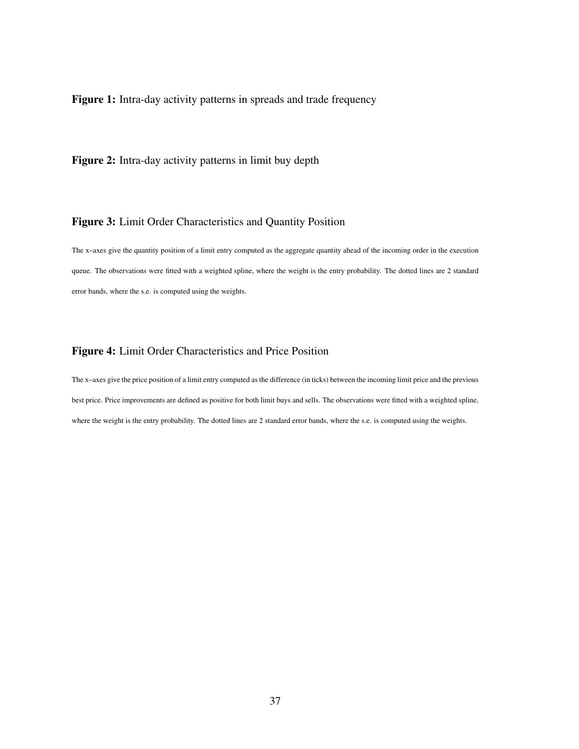**Figure 1:** Intra-day activity patterns in spreads and trade frequency

**Figure 2:** Intra-day activity patterns in limit buy depth

**Figure 3:** Limit Order Characteristics and Quantity Position

The x–axes give the quantity position of a limit entry computed as the aggregate quantity ahead of the incoming order in the execution queue. The observations were fitted with a weighted spline, where the weight is the entry probability. The dotted lines are 2 standard error bands, where the s.e. is computed using the weights.

**Figure 4:** Limit Order Characteristics and Price Position

The x–axes give the price position of a limit entry computed as the difference (in ticks) between the incoming limit price and the previous best price. Price improvements are defined as positive for both limit buys and sells. The observations were fitted with a weighted spline, where the weight is the entry probability. The dotted lines are 2 standard error bands, where the s.e. is computed using the weights.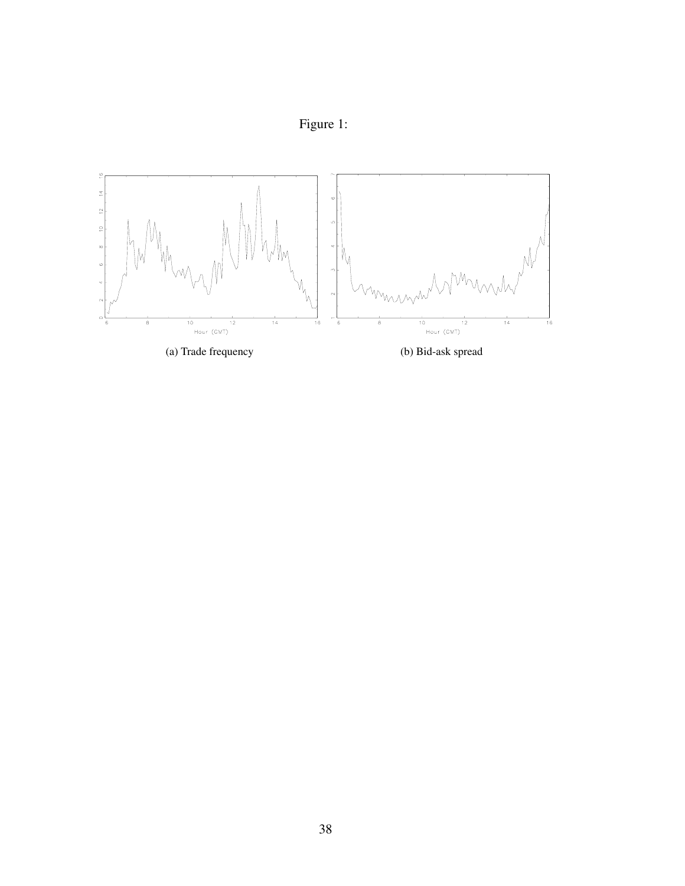Figure 1:

(a) Trade frequency

(b) Bid-ask spread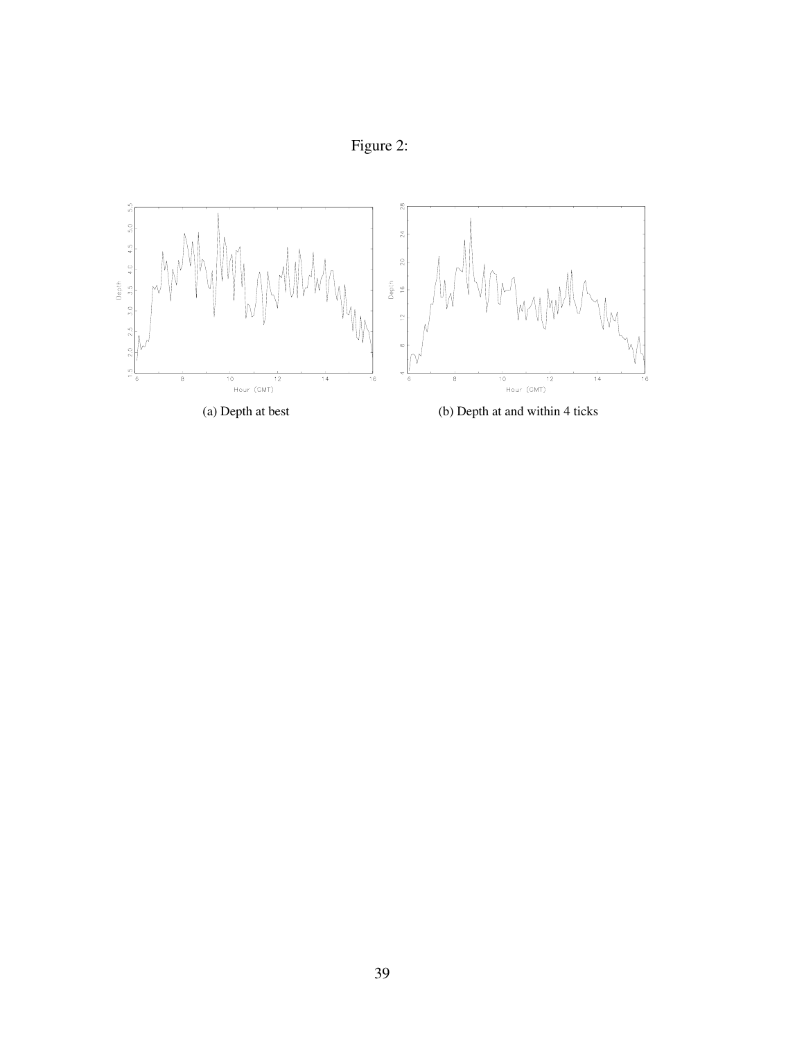Figure 2:

(a) Depth at best

(b) Depth at and within 4 ticks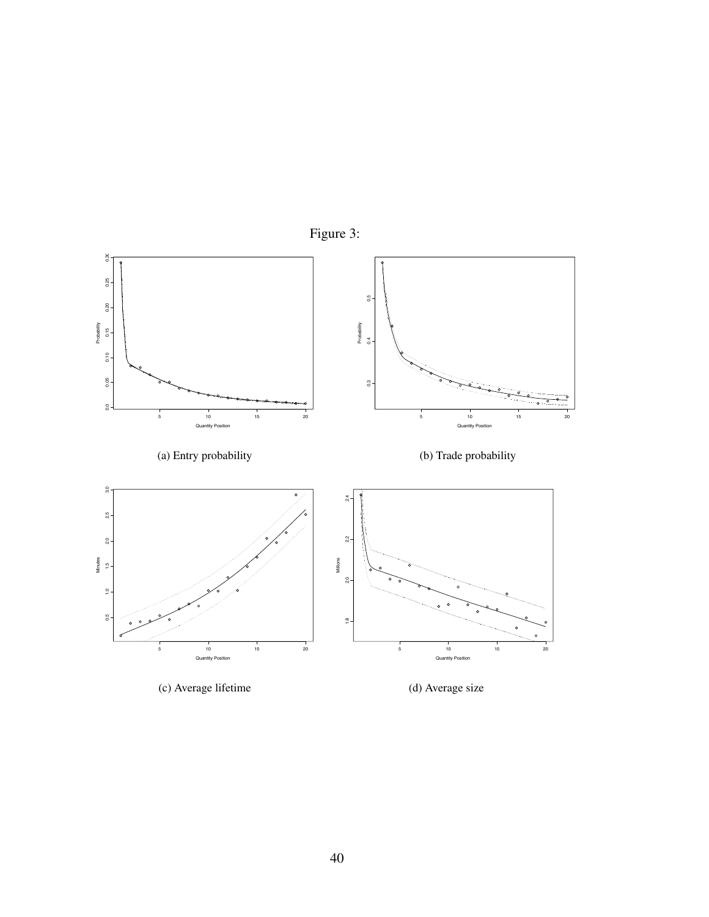Figure 3:

(a) Entry probability

(b) Trade probability

(c) Average lifetime

(d) Average size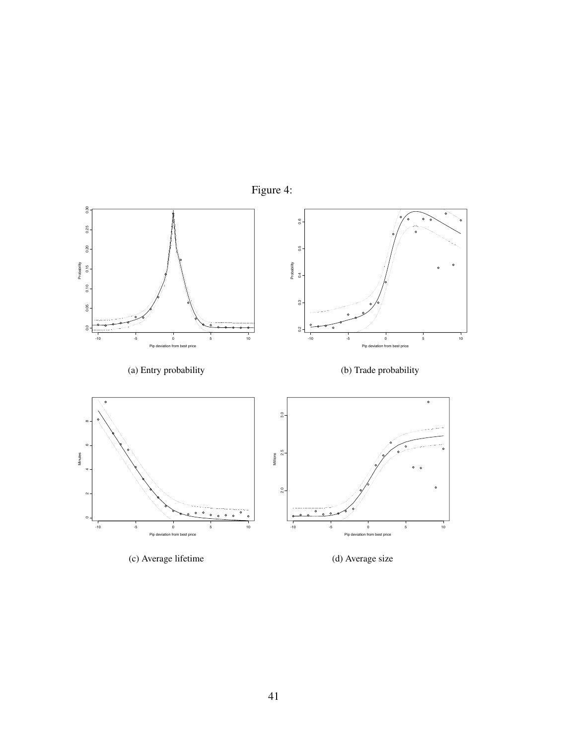Figure 4:

Probability

0.30
0.25
0.20
0.15
0.10
0.05
0.0

-10 -5 0 5 10

Pip deviation from best price

(a) Entry probability

Probability

0.6
0.5
0.4
0.3
0.2

-10 -5 0 5 10

Pip deviation from best price

(b) Trade probability

Minutes

8
6
4
2
0

-10 -5 0 5 10

Pip deviation from best price

(c) Average lifetime

Millions

3.0
2.5
2.0

-10 -5 0 5 10

Pip deviation from best price

(d) Average size